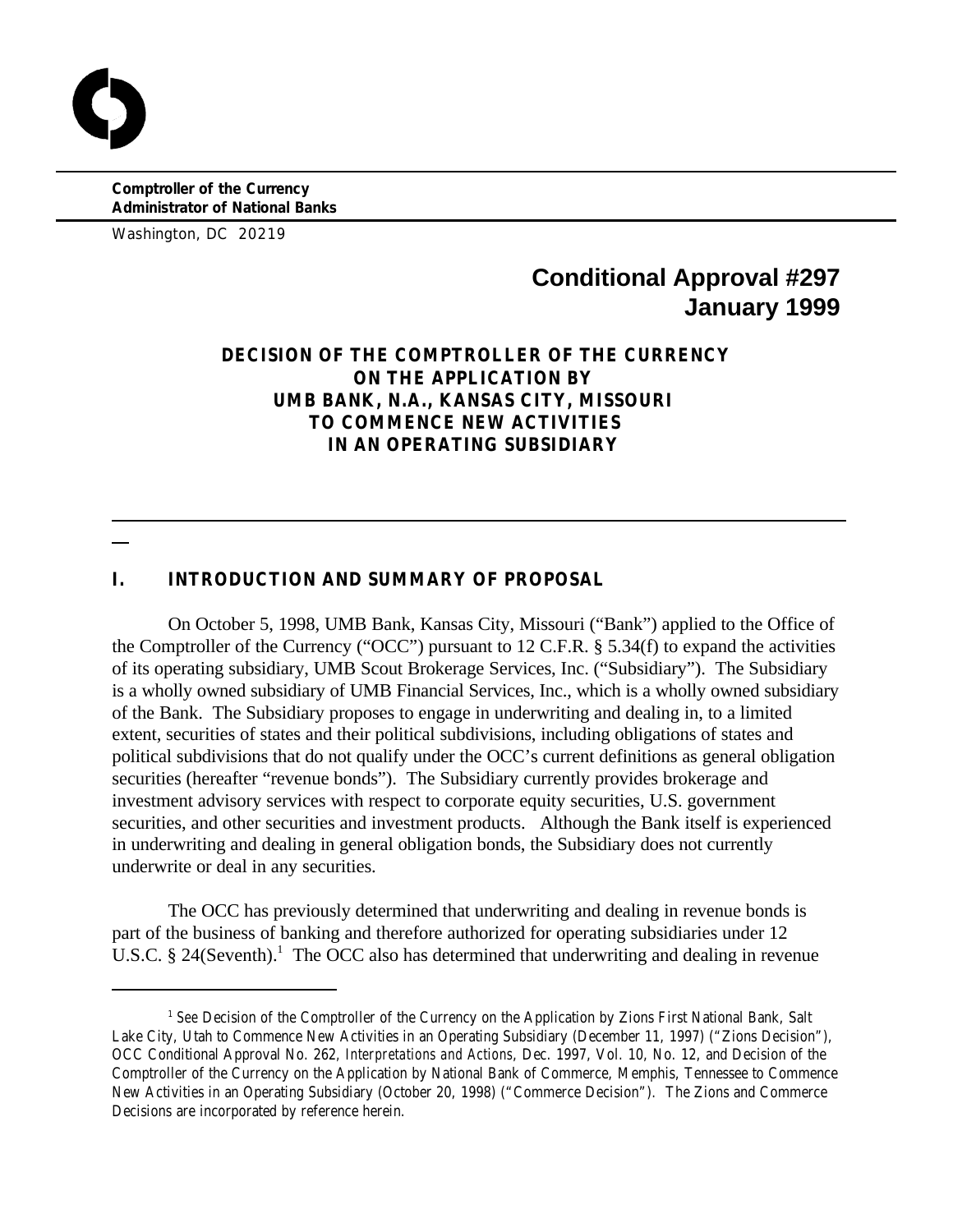**Comptroller of the Currency**
**Administrator of National Banks**

Washington, DC 20219

# Conditional Approval #297
# January 1999

**DECISION OF THE COMPTROLLER OF THE CURRENCY**
**ON THE APPLICATION BY**
**UMB BANK, N.A., KANSAS CITY, MISSOURI**
**TO COMMENCE NEW ACTIVITIES**
**IN AN OPERATING SUBSIDIARY**

---

## I. INTRODUCTION AND SUMMARY OF PROPOSAL

On October 5, 1998, UMB Bank, Kansas City, Missouri ("Bank") applied to the Office of the Comptroller of the Currency ("OCC") pursuant to 12 C.F.R. § 5.34(f) to expand the activities of its operating subsidiary, UMB Scout Brokerage Services, Inc. ("Subsidiary"). The Subsidiary is a wholly owned subsidiary of UMB Financial Services, Inc., which is a wholly owned subsidiary of the Bank. The Subsidiary proposes to engage in underwriting and dealing in, to a limited extent, securities of states and their political subdivisions, including obligations of states and political subdivisions that do not qualify under the OCC's current definitions as general obligation securities (hereafter "revenue bonds"). The Subsidiary currently provides brokerage and investment advisory services with respect to corporate equity securities, U.S. government securities, and other securities and investment products. Although the Bank itself is experienced in underwriting and dealing in general obligation bonds, the Subsidiary does not currently underwrite or deal in any securities.

The OCC has previously determined that underwriting and dealing in revenue bonds is part of the business of banking and therefore authorized for operating subsidiaries under 12 U.S.C. § 24(Seventh).[1] The OCC also has determined that underwriting and dealing in revenue

---

[1] *See* Decision of the Comptroller of the Currency on the Application by Zions First National Bank, Salt Lake City, Utah to Commence New Activities in an Operating Subsidiary (December 11, 1997) ("Zions Decision"), OCC Conditional Approval No. 262, *Interpretations and Actions*, Dec. 1997, Vol. 10, No. 12, and Decision of the Comptroller of the Currency on the Application by National Bank of Commerce, Memphis, Tennessee to Commence New Activities in an Operating Subsidiary (October 20, 1998) ("Commerce Decision"). The Zions and Commerce Decisions are incorporated by reference herein.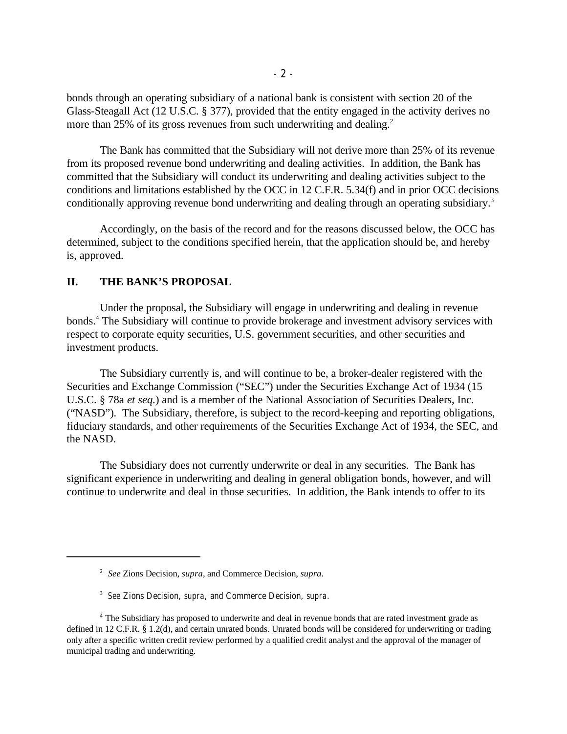bonds through an operating subsidiary of a national bank is consistent with section 20 of the Glass-Steagall Act (12 U.S.C. § 377), provided that the entity engaged in the activity derives no more than 25% of its gross revenues from such underwriting and dealing.[2]

The Bank has committed that the Subsidiary will not derive more than 25% of its revenue from its proposed revenue bond underwriting and dealing activities. In addition, the Bank has committed that the Subsidiary will conduct its underwriting and dealing activities subject to the conditions and limitations established by the OCC in 12 C.F.R. 5.34(f) and in prior OCC decisions conditionally approving revenue bond underwriting and dealing through an operating subsidiary.[3]

Accordingly, on the basis of the record and for the reasons discussed below, the OCC has determined, subject to the conditions specified herein, that the application should be, and hereby is, approved.

## II. THE BANK'S PROPOSAL

Under the proposal, the Subsidiary will engage in underwriting and dealing in revenue bonds.[4] The Subsidiary will continue to provide brokerage and investment advisory services with respect to corporate equity securities, U.S. government securities, and other securities and investment products.

The Subsidiary currently is, and will continue to be, a broker-dealer registered with the Securities and Exchange Commission ("SEC") under the Securities Exchange Act of 1934 (15 U.S.C. § 78a *et seq.*) and is a member of the National Association of Securities Dealers, Inc. ("NASD"). The Subsidiary, therefore, is subject to the record-keeping and reporting obligations, fiduciary standards, and other requirements of the Securities Exchange Act of 1934, the SEC, and the NASD.

The Subsidiary does not currently underwrite or deal in any securities. The Bank has significant experience in underwriting and dealing in general obligation bonds, however, and will continue to underwrite and deal in those securities. In addition, the Bank intends to offer to its

---

[2] *See* Zions Decision, *supra*, and Commerce Decision, *supra*.

[3] *See* Zions Decision, *supra*, and Commerce Decision, *supra*.

[4] The Subsidiary has proposed to underwrite and deal in revenue bonds that are rated investment grade as defined in 12 C.F.R. § 1.2(d), and certain unrated bonds. Unrated bonds will be considered for underwriting or trading only after a specific written credit review performed by a qualified credit analyst and the approval of the manager of municipal trading and underwriting.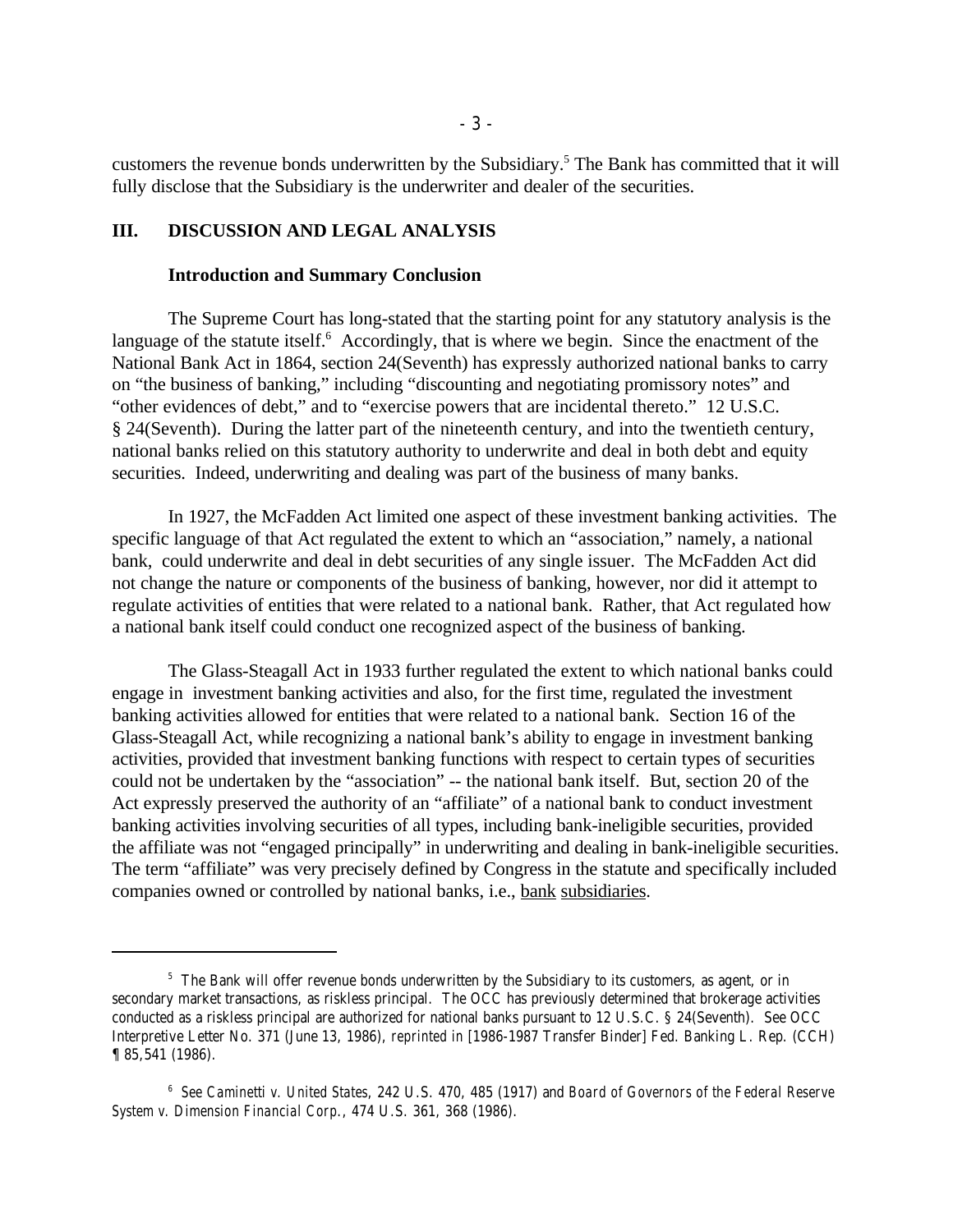customers the revenue bonds underwritten by the Subsidiary.[5] The Bank has committed that it will fully disclose that the Subsidiary is the underwriter and dealer of the securities.

## III. DISCUSSION AND LEGAL ANALYSIS

### Introduction and Summary Conclusion

The Supreme Court has long-stated that the starting point for any statutory analysis is the language of the statute itself.[6] Accordingly, that is where we begin. Since the enactment of the National Bank Act in 1864, section 24(Seventh) has expressly authorized national banks to carry on "the business of banking," including "discounting and negotiating promissory notes" and "other evidences of debt," and to "exercise powers that are incidental thereto." 12 U.S.C. § 24(Seventh). During the latter part of the nineteenth century, and into the twentieth century, national banks relied on this statutory authority to underwrite and deal in both debt and equity securities. Indeed, underwriting and dealing was part of the business of many banks.

In 1927, the McFadden Act limited one aspect of these investment banking activities. The specific language of that Act regulated the extent to which an "association," namely, a national bank, could underwrite and deal in debt securities of any single issuer. The McFadden Act did not change the nature or components of the business of banking, however, nor did it attempt to regulate activities of entities that were related to a national bank. Rather, that Act regulated how a national bank itself could conduct one recognized aspect of the business of banking.

The Glass-Steagall Act in 1933 further regulated the extent to which national banks could engage in investment banking activities and also, for the first time, regulated the investment banking activities allowed for entities that were related to a national bank. Section 16 of the Glass-Steagall Act, while recognizing a national bank's ability to engage in investment banking activities, provided that investment banking functions with respect to certain types of securities could not be undertaken by the "association" -- the national bank itself. But, section 20 of the Act expressly preserved the authority of an "affiliate" of a national bank to conduct investment banking activities involving securities of all types, including bank-ineligible securities, provided the affiliate was not "engaged principally" in underwriting and dealing in bank-ineligible securities. The term "affiliate" was very precisely defined by Congress in the statute and specifically included companies owned or controlled by national banks, i.e., <u>bank</u> <u>subsidiaries</u>.

---

[5] The Bank will offer revenue bonds underwritten by the Subsidiary to its customers, as agent, or in secondary market transactions, as riskless principal. The OCC has previously determined that brokerage activities conducted as a riskless principal are authorized for national banks pursuant to 12 U.S.C. § 24(Seventh). *See* OCC Interpretive Letter No. 371 (June 13, 1986), *reprinted in* [1986-1987 Transfer Binder] Fed. Banking L. Rep. (CCH) ¶ 85,541 (1986).

[6] *See Caminetti v. United States*, 242 U.S. 470, 485 (1917) and *Board of Governors of the Federal Reserve System v. Dimension Financial Corp.*, 474 U.S. 361, 368 (1986).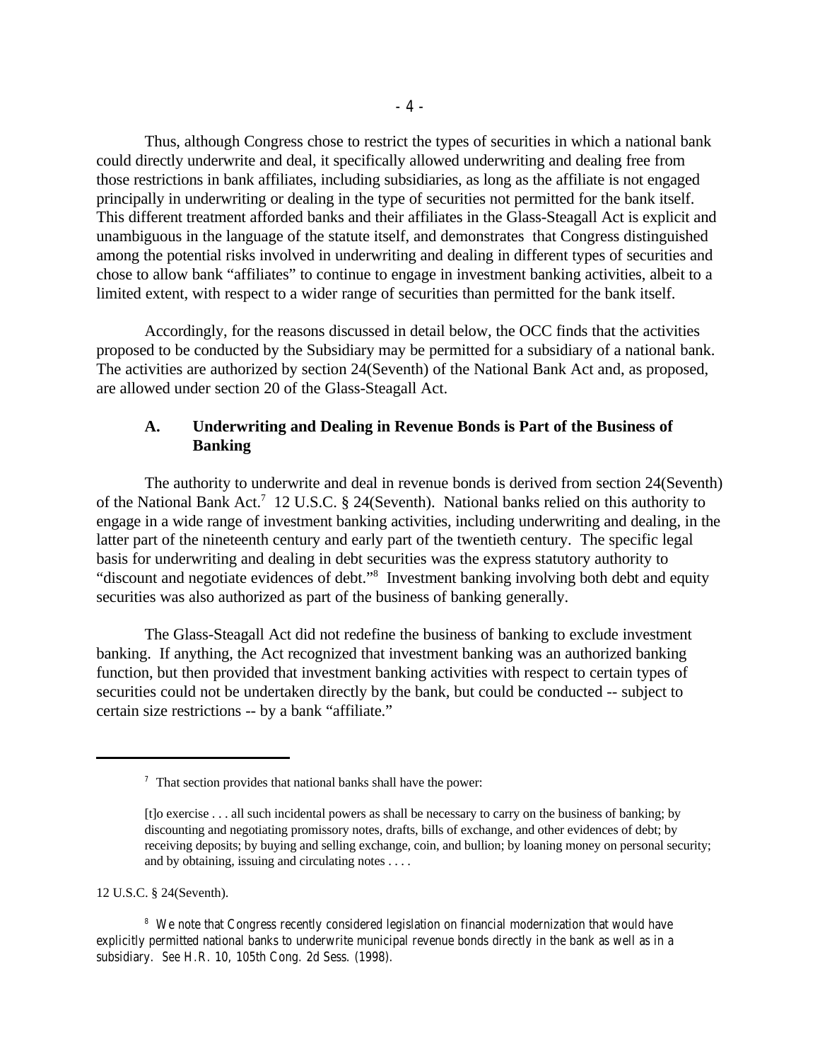Thus, although Congress chose to restrict the types of securities in which a national bank could directly underwrite and deal, it specifically allowed underwriting and dealing free from those restrictions in bank affiliates, including subsidiaries, as long as the affiliate is not engaged principally in underwriting or dealing in the type of securities not permitted for the bank itself. This different treatment afforded banks and their affiliates in the Glass-Steagall Act is explicit and unambiguous in the language of the statute itself, and demonstrates that Congress distinguished among the potential risks involved in underwriting and dealing in different types of securities and chose to allow bank "affiliates" to continue to engage in investment banking activities, albeit to a limited extent, with respect to a wider range of securities than permitted for the bank itself.

Accordingly, for the reasons discussed in detail below, the OCC finds that the activities proposed to be conducted by the Subsidiary may be permitted for a subsidiary of a national bank. The activities are authorized by section 24(Seventh) of the National Bank Act and, as proposed, are allowed under section 20 of the Glass-Steagall Act.

### A. Underwriting and Dealing in Revenue Bonds is Part of the Business of Banking

The authority to underwrite and deal in revenue bonds is derived from section 24(Seventh) of the National Bank Act.[7] 12 U.S.C. § 24(Seventh). National banks relied on this authority to engage in a wide range of investment banking activities, including underwriting and dealing, in the latter part of the nineteenth century and early part of the twentieth century. The specific legal basis for underwriting and dealing in debt securities was the express statutory authority to "discount and negotiate evidences of debt."[8] Investment banking involving both debt and equity securities was also authorized as part of the business of banking generally.

The Glass-Steagall Act did not redefine the business of banking to exclude investment banking. If anything, the Act recognized that investment banking was an authorized banking function, but then provided that investment banking activities with respect to certain types of securities could not be undertaken directly by the bank, but could be conducted -- subject to certain size restrictions -- by a bank "affiliate."

---

[7] That section provides that national banks shall have the power:

> [t]o exercise . . . all such incidental powers as shall be necessary to carry on the business of banking; by discounting and negotiating promissory notes, drafts, bills of exchange, and other evidences of debt; by receiving deposits; by buying and selling exchange, coin, and bullion; by loaning money on personal security; and by obtaining, issuing and circulating notes . . . .

12 U.S.C. § 24(Seventh).

[8] We note that Congress recently considered legislation on financial modernization that would have explicitly permitted national banks to underwrite municipal revenue bonds directly in the bank as well as in a subsidiary. *See* H.R. 10, 105th Cong. 2d Sess. (1998).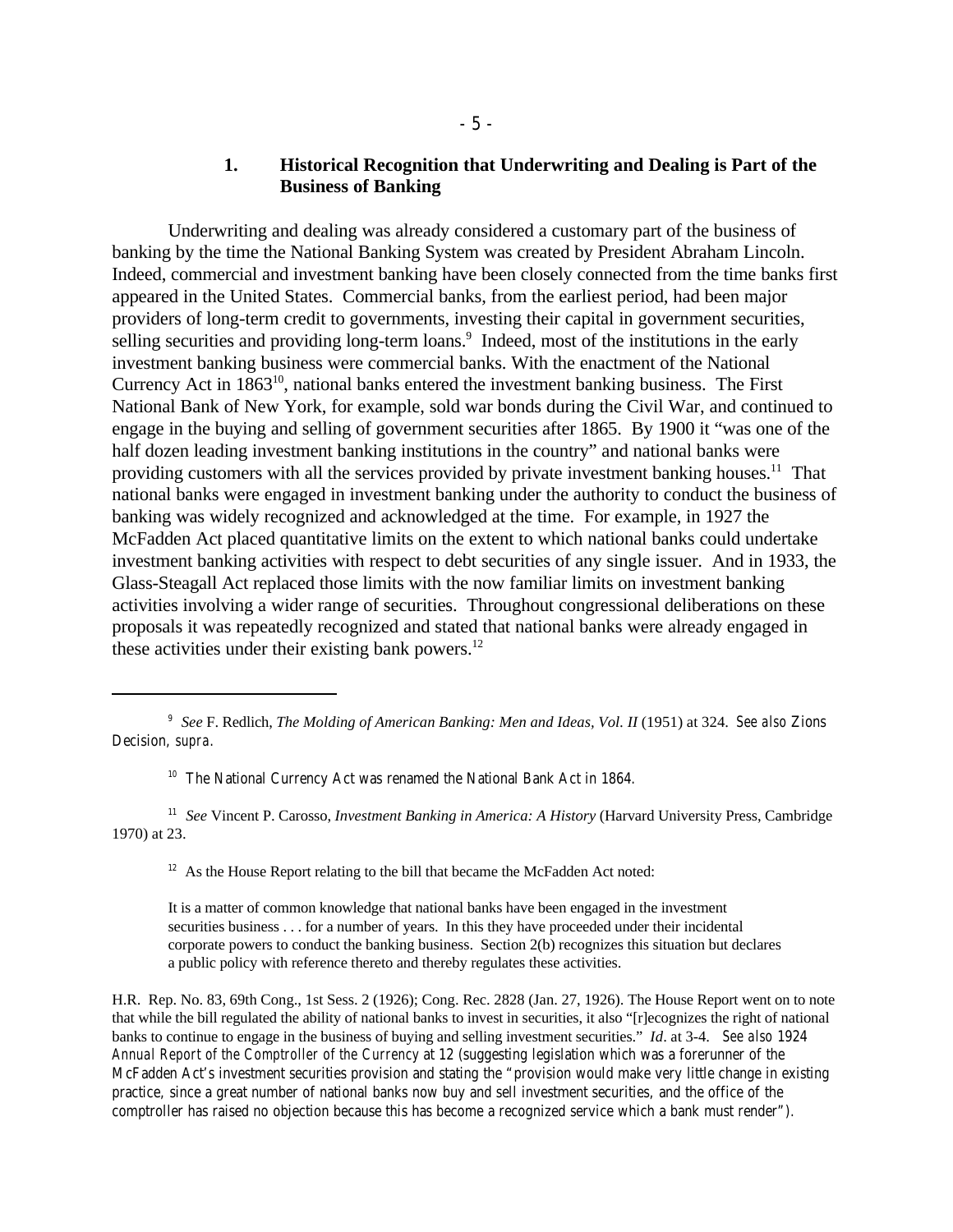### 1. Historical Recognition that Underwriting and Dealing is Part of the Business of Banking

Underwriting and dealing was already considered a customary part of the business of banking by the time the National Banking System was created by President Abraham Lincoln. Indeed, commercial and investment banking have been closely connected from the time banks first appeared in the United States. Commercial banks, from the earliest period, had been major providers of long-term credit to governments, investing their capital in government securities, selling securities and providing long-term loans.[9] Indeed, most of the institutions in the early investment banking business were commercial banks. With the enactment of the National Currency Act in 1863[10], national banks entered the investment banking business. The First National Bank of New York, for example, sold war bonds during the Civil War, and continued to engage in the buying and selling of government securities after 1865. By 1900 it "was one of the half dozen leading investment banking institutions in the country" and national banks were providing customers with all the services provided by private investment banking houses.[11] That national banks were engaged in investment banking under the authority to conduct the business of banking was widely recognized and acknowledged at the time. For example, in 1927 the McFadden Act placed quantitative limits on the extent to which national banks could undertake investment banking activities with respect to debt securities of any single issuer. And in 1933, the Glass-Steagall Act replaced those limits with the now familiar limits on investment banking activities involving a wider range of securities. Throughout congressional deliberations on these proposals it was repeatedly recognized and stated that national banks were already engaged in these activities under their existing bank powers.[12]

---

[9] *See* F. Redlich, *The Molding of American Banking: Men and Ideas, Vol. II* (1951) at 324. *See also* Zions Decision, *supra*.

[10] The National Currency Act was renamed the National Bank Act in 1864.

[11] *See* Vincent P. Carosso, *Investment Banking in America: A History* (Harvard University Press, Cambridge 1970) at 23.

[12] As the House Report relating to the bill that became the McFadden Act noted:

> It is a matter of common knowledge that national banks have been engaged in the investment securities business . . . for a number of years. In this they have proceeded under their incidental corporate powers to conduct the banking business. Section 2(b) recognizes this situation but declares a public policy with reference thereto and thereby regulates these activities.

H.R. Rep. No. 83, 69th Cong., 1st Sess. 2 (1926); Cong. Rec. 2828 (Jan. 27, 1926). The House Report went on to note that while the bill regulated the ability of national banks to invest in securities, it also "[r]ecognizes the right of national banks to continue to engage in the business of buying and selling investment securities." *Id*. at 3-4. *See also* 1924 *Annual Report of the Comptroller of the Currency* at 12 (suggesting legislation which was a forerunner of the McFadden Act's investment securities provision and stating the "provision would make very little change in existing practice, since a great number of national banks now buy and sell investment securities, and the office of the comptroller has raised no objection because this has become a recognized service which a bank must render").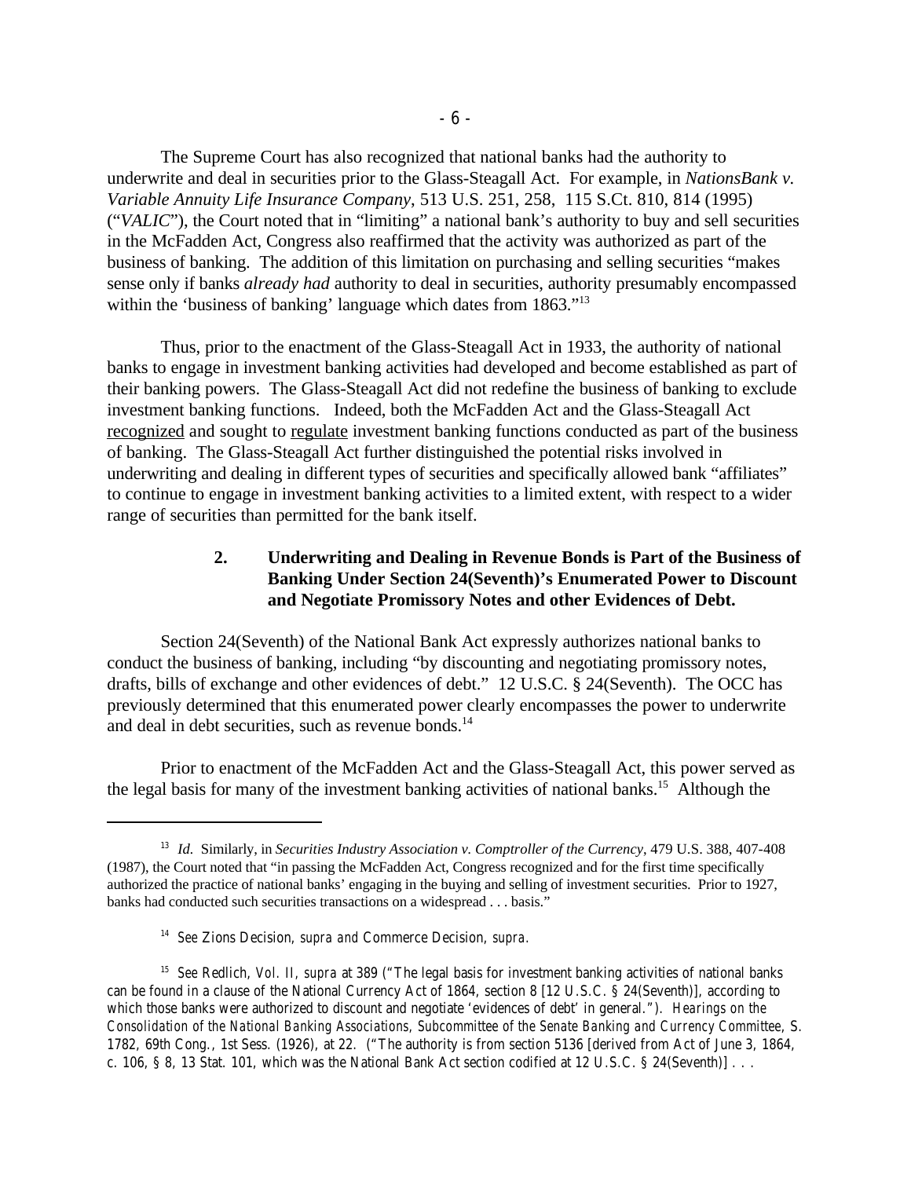The Supreme Court has also recognized that national banks had the authority to underwrite and deal in securities prior to the Glass-Steagall Act. For example, in *NationsBank v. Variable Annuity Life Insurance Company*, 513 U.S. 251, 258, 115 S.Ct. 810, 814 (1995) ("*VALIC*"), the Court noted that in "limiting" a national bank's authority to buy and sell securities in the McFadden Act, Congress also reaffirmed that the activity was authorized as part of the business of banking. The addition of this limitation on purchasing and selling securities "makes sense only if banks *already had* authority to deal in securities, authority presumably encompassed within the 'business of banking' language which dates from 1863."[13]

Thus, prior to the enactment of the Glass-Steagall Act in 1933, the authority of national banks to engage in investment banking activities had developed and become established as part of their banking powers. The Glass-Steagall Act did not redefine the business of banking to exclude investment banking functions. Indeed, both the McFadden Act and the Glass-Steagall Act <u>recognized</u> and sought to <u>regulate</u> investment banking functions conducted as part of the business of banking. The Glass-Steagall Act further distinguished the potential risks involved in underwriting and dealing in different types of securities and specifically allowed bank "affiliates" to continue to engage in investment banking activities to a limited extent, with respect to a wider range of securities than permitted for the bank itself.

### 2. Underwriting and Dealing in Revenue Bonds is Part of the Business of Banking Under Section 24(Seventh)'s Enumerated Power to Discount and Negotiate Promissory Notes and other Evidences of Debt.

Section 24(Seventh) of the National Bank Act expressly authorizes national banks to conduct the business of banking, including "by discounting and negotiating promissory notes, drafts, bills of exchange and other evidences of debt." 12 U.S.C. § 24(Seventh). The OCC has previously determined that this enumerated power clearly encompasses the power to underwrite and deal in debt securities, such as revenue bonds.[14]

Prior to enactment of the McFadden Act and the Glass-Steagall Act, this power served as the legal basis for many of the investment banking activities of national banks.[15] Although the

---

[13] *Id.* Similarly, in *Securities Industry Association v. Comptroller of the Currency*, 479 U.S. 388, 407-408 (1987), the Court noted that "in passing the McFadden Act, Congress recognized and for the first time specifically authorized the practice of national banks' engaging in the buying and selling of investment securities. Prior to 1927, banks had conducted such securities transactions on a widespread . . . basis."

[14] *See* Zions Decision, *supra* and Commerce Decision, *supra*.

[15] *See* Redlich, *Vol. II*, *supra* at 389 ("The legal basis for investment banking activities of national banks can be found in a clause of the National Currency Act of 1864, section 8 [12 U.S.C. § 24(Seventh)], according to which those banks were authorized to discount and negotiate 'evidences of debt' in general."). *Hearings on the Consolidation of the National Banking Associations, Subcommittee of the Senate Banking and Currency Committee*, S. 1782, 69th Cong., 1st Sess. (1926), at 22. ("The authority is from section 5136 [derived from Act of June 3, 1864, c. 106, § 8, 13 Stat. 101, which was the National Bank Act section codified at 12 U.S.C. § 24(Seventh)] . . .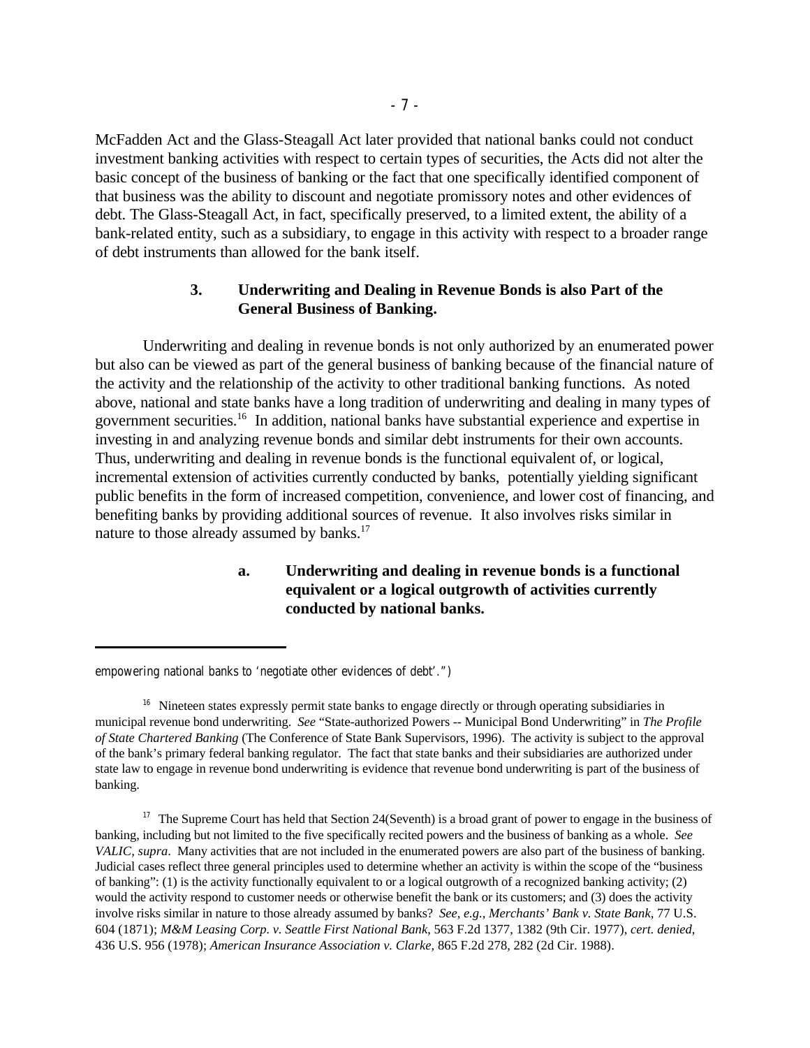McFadden Act and the Glass-Steagall Act later provided that national banks could not conduct investment banking activities with respect to certain types of securities, the Acts did not alter the basic concept of the business of banking or the fact that one specifically identified component of that business was the ability to discount and negotiate promissory notes and other evidences of debt. The Glass-Steagall Act, in fact, specifically preserved, to a limited extent, the ability of a bank-related entity, such as a subsidiary, to engage in this activity with respect to a broader range of debt instruments than allowed for the bank itself.

### 3. Underwriting and Dealing in Revenue Bonds is also Part of the General Business of Banking.

Underwriting and dealing in revenue bonds is not only authorized by an enumerated power but also can be viewed as part of the general business of banking because of the financial nature of the activity and the relationship of the activity to other traditional banking functions. As noted above, national and state banks have a long tradition of underwriting and dealing in many types of government securities.[16] In addition, national banks have substantial experience and expertise in investing in and analyzing revenue bonds and similar debt instruments for their own accounts. Thus, underwriting and dealing in revenue bonds is the functional equivalent of, or logical, incremental extension of activities currently conducted by banks, potentially yielding significant public benefits in the form of increased competition, convenience, and lower cost of financing, and benefiting banks by providing additional sources of revenue. It also involves risks similar in nature to those already assumed by banks.[17]

#### a. Underwriting and dealing in revenue bonds is a functional equivalent or a logical outgrowth of activities currently conducted by national banks.

---

empowering national banks to 'negotiate other evidences of debt'.")

[16] Nineteen states expressly permit state banks to engage directly or through operating subsidiaries in municipal revenue bond underwriting. *See* "State-authorized Powers -- Municipal Bond Underwriting" in *The Profile of State Chartered Banking* (The Conference of State Bank Supervisors, 1996). The activity is subject to the approval of the bank's primary federal banking regulator. The fact that state banks and their subsidiaries are authorized under state law to engage in revenue bond underwriting is evidence that revenue bond underwriting is part of the business of banking.

[17] The Supreme Court has held that Section 24(Seventh) is a broad grant of power to engage in the business of banking, including but not limited to the five specifically recited powers and the business of banking as a whole. *See VALIC, supra*. Many activities that are not included in the enumerated powers are also part of the business of banking. Judicial cases reflect three general principles used to determine whether an activity is within the scope of the "business of banking": (1) is the activity functionally equivalent to or a logical outgrowth of a recognized banking activity; (2) would the activity respond to customer needs or otherwise benefit the bank or its customers; and (3) does the activity involve risks similar in nature to those already assumed by banks? *See, e.g.*, *Merchants' Bank v. State Bank*, 77 U.S. 604 (1871); *M&M Leasing Corp. v. Seattle First National Bank*, 563 F.2d 1377, 1382 (9th Cir. 1977), *cert. denied*, 436 U.S. 956 (1978); *American Insurance Association v. Clarke*, 865 F.2d 278, 282 (2d Cir. 1988).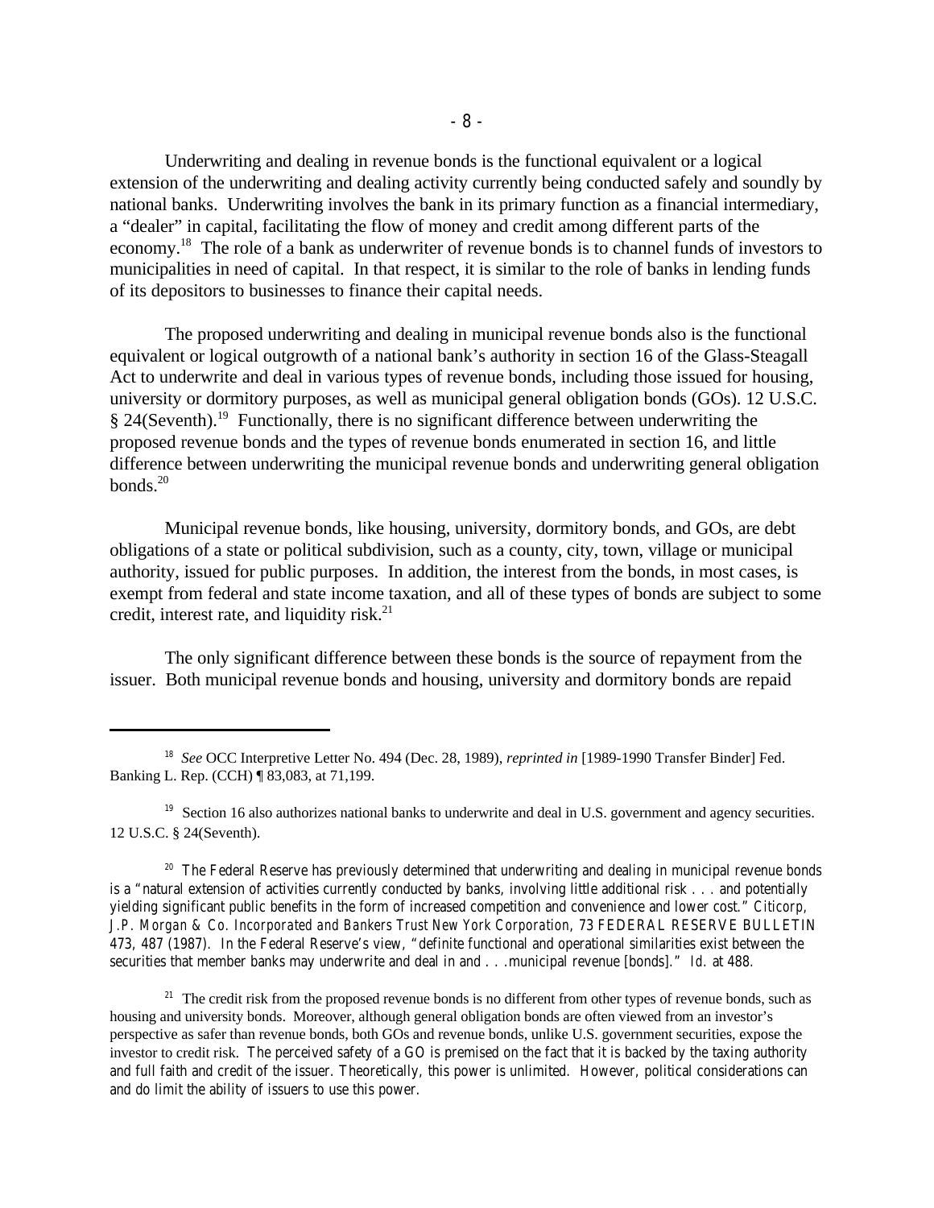Underwriting and dealing in revenue bonds is the functional equivalent or a logical extension of the underwriting and dealing activity currently being conducted safely and soundly by national banks. Underwriting involves the bank in its primary function as a financial intermediary, a "dealer" in capital, facilitating the flow of money and credit among different parts of the economy.[18] The role of a bank as underwriter of revenue bonds is to channel funds of investors to municipalities in need of capital. In that respect, it is similar to the role of banks in lending funds of its depositors to businesses to finance their capital needs.

The proposed underwriting and dealing in municipal revenue bonds also is the functional equivalent or logical outgrowth of a national bank's authority in section 16 of the Glass-Steagall Act to underwrite and deal in various types of revenue bonds, including those issued for housing, university or dormitory purposes, as well as municipal general obligation bonds (GOs). 12 U.S.C. § 24(Seventh).[19] Functionally, there is no significant difference between underwriting the proposed revenue bonds and the types of revenue bonds enumerated in section 16, and little difference between underwriting the municipal revenue bonds and underwriting general obligation bonds.[20]

Municipal revenue bonds, like housing, university, dormitory bonds, and GOs, are debt obligations of a state or political subdivision, such as a county, city, town, village or municipal authority, issued for public purposes. In addition, the interest from the bonds, in most cases, is exempt from federal and state income taxation, and all of these types of bonds are subject to some credit, interest rate, and liquidity risk.[21]

The only significant difference between these bonds is the source of repayment from the issuer. Both municipal revenue bonds and housing, university and dormitory bonds are repaid

---

[18] *See* OCC Interpretive Letter No. 494 (Dec. 28, 1989), *reprinted in* [1989-1990 Transfer Binder] Fed. Banking L. Rep. (CCH) ¶ 83,083, at 71,199.

[19] Section 16 also authorizes national banks to underwrite and deal in U.S. government and agency securities. 12 U.S.C. § 24(Seventh).

[20] The Federal Reserve has previously determined that underwriting and dealing in municipal revenue bonds is a "natural extension of activities currently conducted by banks, involving little additional risk . . . and potentially yielding significant public benefits in the form of increased competition and convenience and lower cost." *Citicorp, J.P. Morgan & Co. Incorporated and Bankers Trust New York Corporation*, 73 FEDERAL RESERVE BULLETIN 473, 487 (1987). In the Federal Reserve's view, "definite functional and operational similarities exist between the securities that member banks may underwrite and deal in and . . .municipal revenue [bonds]." *Id.* at 488.

[21] The credit risk from the proposed revenue bonds is no different from other types of revenue bonds, such as housing and university bonds. Moreover, although general obligation bonds are often viewed from an investor's perspective as safer than revenue bonds, both GOs and revenue bonds, unlike U.S. government securities, expose the investor to credit risk. The perceived safety of a GO is premised on the fact that it is backed by the taxing authority and full faith and credit of the issuer. Theoretically, this power is unlimited. However, political considerations can and do limit the ability of issuers to use this power.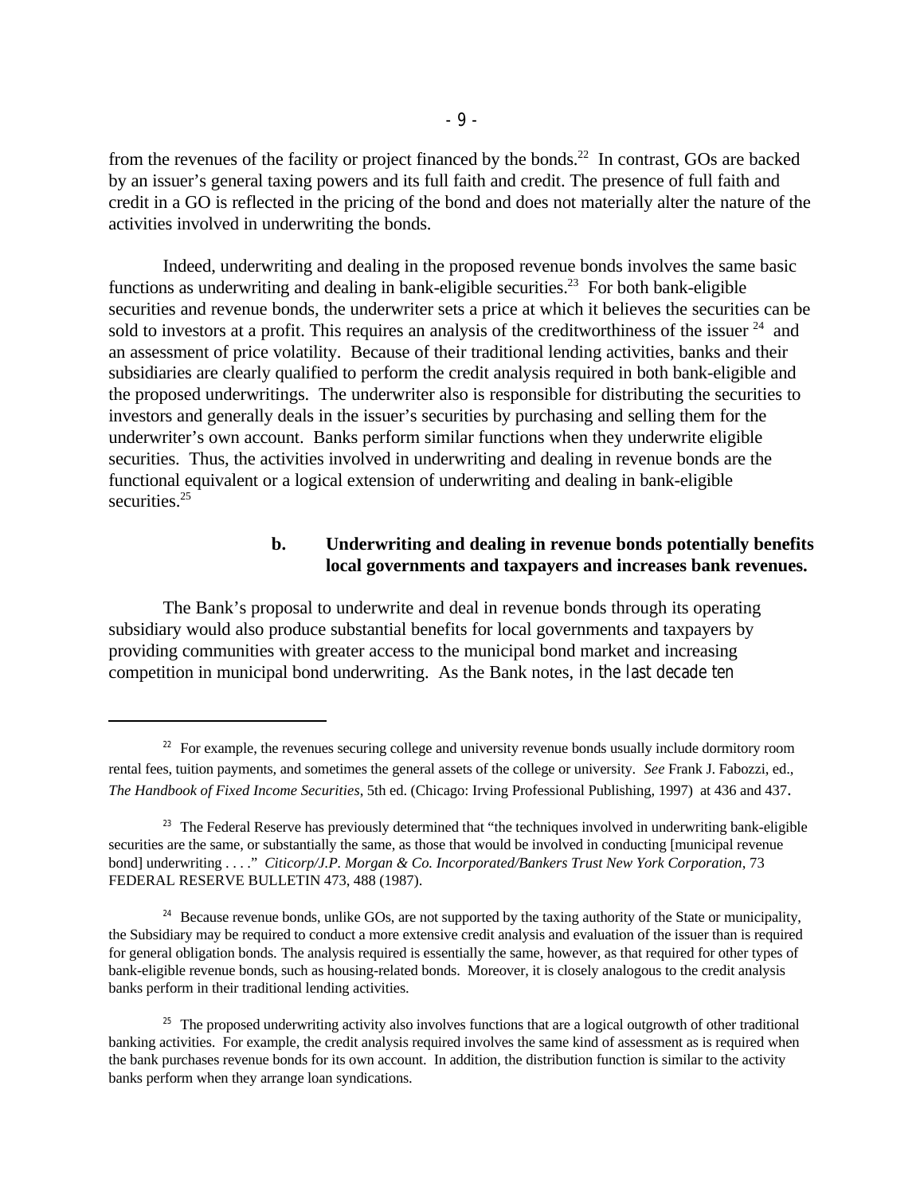from the revenues of the facility or project financed by the bonds.[22] In contrast, GOs are backed by an issuer's general taxing powers and its full faith and credit. The presence of full faith and credit in a GO is reflected in the pricing of the bond and does not materially alter the nature of the activities involved in underwriting the bonds.

Indeed, underwriting and dealing in the proposed revenue bonds involves the same basic functions as underwriting and dealing in bank-eligible securities.[23] For both bank-eligible securities and revenue bonds, the underwriter sets a price at which it believes the securities can be sold to investors at a profit. This requires an analysis of the creditworthiness of the issuer [24] and an assessment of price volatility. Because of their traditional lending activities, banks and their subsidiaries are clearly qualified to perform the credit analysis required in both bank-eligible and the proposed underwritings. The underwriter also is responsible for distributing the securities to investors and generally deals in the issuer's securities by purchasing and selling them for the underwriter's own account. Banks perform similar functions when they underwrite eligible securities. Thus, the activities involved in underwriting and dealing in revenue bonds are the functional equivalent or a logical extension of underwriting and dealing in bank-eligible securities.[25]

**b. Underwriting and dealing in revenue bonds potentially benefits local governments and taxpayers and increases bank revenues.**

The Bank's proposal to underwrite and deal in revenue bonds through its operating subsidiary would also produce substantial benefits for local governments and taxpayers by providing communities with greater access to the municipal bond market and increasing competition in municipal bond underwriting. As the Bank notes, in the last decade ten

---

[22] For example, the revenues securing college and university revenue bonds usually include dormitory room rental fees, tuition payments, and sometimes the general assets of the college or university. *See* Frank J. Fabozzi, ed., *The Handbook of Fixed Income Securities*, 5th ed. (Chicago: Irving Professional Publishing, 1997) at 436 and 437.

[23] The Federal Reserve has previously determined that "the techniques involved in underwriting bank-eligible securities are the same, or substantially the same, as those that would be involved in conducting [municipal revenue bond] underwriting . . . ." *Citicorp/J.P. Morgan & Co. Incorporated/Bankers Trust New York Corporation*, 73 FEDERAL RESERVE BULLETIN 473, 488 (1987).

[24] Because revenue bonds, unlike GOs, are not supported by the taxing authority of the State or municipality, the Subsidiary may be required to conduct a more extensive credit analysis and evaluation of the issuer than is required for general obligation bonds. The analysis required is essentially the same, however, as that required for other types of bank-eligible revenue bonds, such as housing-related bonds. Moreover, it is closely analogous to the credit analysis banks perform in their traditional lending activities.

[25] The proposed underwriting activity also involves functions that are a logical outgrowth of other traditional banking activities. For example, the credit analysis required involves the same kind of assessment as is required when the bank purchases revenue bonds for its own account. In addition, the distribution function is similar to the activity banks perform when they arrange loan syndications.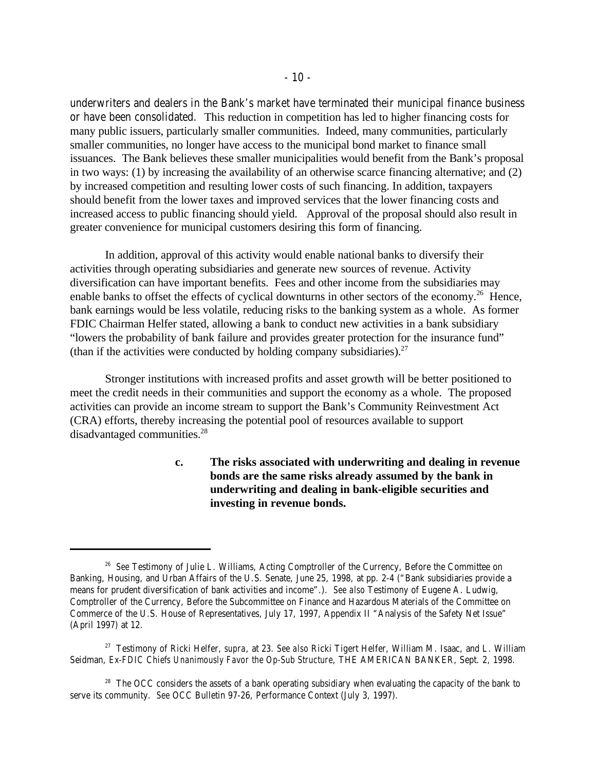underwriters and dealers in the Bank's market have terminated their municipal finance business or have been consolidated. This reduction in competition has led to higher financing costs for many public issuers, particularly smaller communities. Indeed, many communities, particularly smaller communities, no longer have access to the municipal bond market to finance small issuances. The Bank believes these smaller municipalities would benefit from the Bank's proposal in two ways: (1) by increasing the availability of an otherwise scarce financing alternative; and (2) by increased competition and resulting lower costs of such financing. In addition, taxpayers should benefit from the lower taxes and improved services that the lower financing costs and increased access to public financing should yield. Approval of the proposal should also result in greater convenience for municipal customers desiring this form of financing.

In addition, approval of this activity would enable national banks to diversify their activities through operating subsidiaries and generate new sources of revenue. Activity diversification can have important benefits. Fees and other income from the subsidiaries may enable banks to offset the effects of cyclical downturns in other sectors of the economy.[26] Hence, bank earnings would be less volatile, reducing risks to the banking system as a whole. As former FDIC Chairman Helfer stated, allowing a bank to conduct new activities in a bank subsidiary "lowers the probability of bank failure and provides greater protection for the insurance fund" (than if the activities were conducted by holding company subsidiaries).[27]

Stronger institutions with increased profits and asset growth will be better positioned to meet the credit needs in their communities and support the economy as a whole. The proposed activities can provide an income stream to support the Bank's Community Reinvestment Act (CRA) efforts, thereby increasing the potential pool of resources available to support disadvantaged communities.[28]

**c. The risks associated with underwriting and dealing in revenue bonds are the same risks already assumed by the bank in underwriting and dealing in bank-eligible securities and investing in revenue bonds.**

---

[26] *See* Testimony of Julie L. Williams, Acting Comptroller of the Currency, Before the Committee on Banking, Housing, and Urban Affairs of the U.S. Senate, June 25, 1998, at pp. 2-4 ("Bank subsidiaries provide a means for prudent diversification of bank activities and income".). *See also* Testimony of Eugene A. Ludwig, Comptroller of the Currency, Before the Subcommittee on Finance and Hazardous Materials of the Committee on Commerce of the U.S. House of Representatives, July 17, 1997, Appendix II "Analysis of the Safety Net Issue" (April 1997) at 12.

[27] Testimony of Ricki Helfer, *supra*, at 23. *See also* Ricki Tigert Helfer, William M. Isaac, and L. William Seidman, *Ex-FDIC Chiefs Unanimously Favor the Op-Sub Structure*, THE AMERICAN BANKER, Sept. 2, 1998.

[28] The OCC considers the assets of a bank operating subsidiary when evaluating the capacity of the bank to serve its community. *See* OCC Bulletin 97-26, Performance Context (July 3, 1997).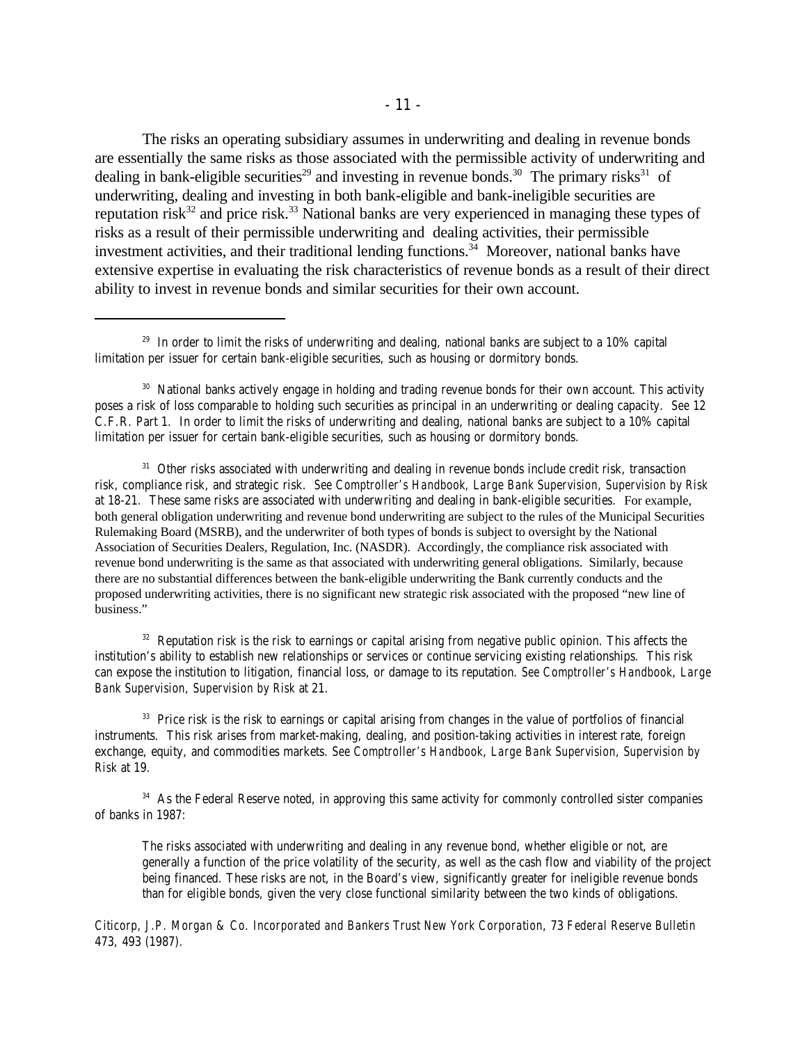The risks an operating subsidiary assumes in underwriting and dealing in revenue bonds are essentially the same risks as those associated with the permissible activity of underwriting and dealing in bank-eligible securities[29] and investing in revenue bonds.[30] The primary risks[31] of underwriting, dealing and investing in both bank-eligible and bank-ineligible securities are reputation risk[32] and price risk.[33] National banks are very experienced in managing these types of risks as a result of their permissible underwriting and dealing activities, their permissible investment activities, and their traditional lending functions.[34] Moreover, national banks have extensive expertise in evaluating the risk characteristics of revenue bonds as a result of their direct ability to invest in revenue bonds and similar securities for their own account.

---

[29] In order to limit the risks of underwriting and dealing, national banks are subject to a 10% capital limitation per issuer for certain bank-eligible securities, such as housing or dormitory bonds.

[30] National banks actively engage in holding and trading revenue bonds for their own account. This activity poses a risk of loss comparable to holding such securities as principal in an underwriting or dealing capacity. *See* 12 C.F.R. Part 1. In order to limit the risks of underwriting and dealing, national banks are subject to a 10% capital limitation per issuer for certain bank-eligible securities, such as housing or dormitory bonds.

[31] Other risks associated with underwriting and dealing in revenue bonds include credit risk, transaction risk, compliance risk, and strategic risk. *See Comptroller's Handbook, Large Bank Supervision, Supervision by Risk* at 18-21. These same risks are associated with underwriting and dealing in bank-eligible securities. For example, both general obligation underwriting and revenue bond underwriting are subject to the rules of the Municipal Securities Rulemaking Board (MSRB), and the underwriter of both types of bonds is subject to oversight by the National Association of Securities Dealers, Regulation, Inc. (NASDR). Accordingly, the compliance risk associated with revenue bond underwriting is the same as that associated with underwriting general obligations. Similarly, because there are no substantial differences between the bank-eligible underwriting the Bank currently conducts and the proposed underwriting activities, there is no significant new strategic risk associated with the proposed "new line of business."

[32] Reputation risk is the risk to earnings or capital arising from negative public opinion. This affects the institution's ability to establish new relationships or services or continue servicing existing relationships. This risk can expose the institution to litigation, financial loss, or damage to its reputation. *See Comptroller's Handbook, Large Bank Supervision, Supervision by Risk* at 21.

[33] Price risk is the risk to earnings or capital arising from changes in the value of portfolios of financial instruments. This risk arises from market-making, dealing, and position-taking activities in interest rate, foreign exchange, equity, and commodities markets. *See Comptroller's Handbook, Large Bank Supervision, Supervision by Risk* at 19.

[34] As the Federal Reserve noted, in approving this same activity for commonly controlled sister companies of banks in 1987:

> The risks associated with underwriting and dealing in any revenue bond, whether eligible or not, are generally a function of the price volatility of the security, as well as the cash flow and viability of the project being financed. These risks are not, in the Board's view, significantly greater for ineligible revenue bonds than for eligible bonds, given the very close functional similarity between the two kinds of obligations.

*Citicorp, J.P. Morgan & Co. Incorporated and Bankers Trust New York Corporation*, 73 *Federal Reserve Bulletin* 473, 493 (1987).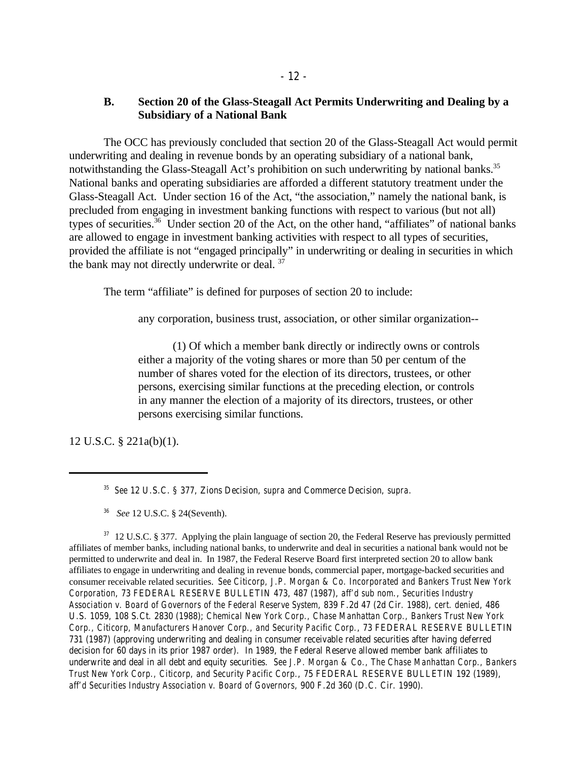### B. Section 20 of the Glass-Steagall Act Permits Underwriting and Dealing by a Subsidiary of a National Bank

The OCC has previously concluded that section 20 of the Glass-Steagall Act would permit underwriting and dealing in revenue bonds by an operating subsidiary of a national bank, notwithstanding the Glass-Steagall Act's prohibition on such underwriting by national banks.[35] National banks and operating subsidiaries are afforded a different statutory treatment under the Glass-Steagall Act. Under section 16 of the Act, "the association," namely the national bank, is precluded from engaging in investment banking functions with respect to various (but not all) types of securities.[36] Under section 20 of the Act, on the other hand, "affiliates" of national banks are allowed to engage in investment banking activities with respect to all types of securities, provided the affiliate is not "engaged principally" in underwriting or dealing in securities in which the bank may not directly underwrite or deal.[37]

The term "affiliate" is defined for purposes of section 20 to include:

> any corporation, business trust, association, or other similar organization--
>
> (1) Of which a member bank directly or indirectly owns or controls either a majority of the voting shares or more than 50 per centum of the number of shares voted for the election of its directors, trustees, or other persons, exercising similar functions at the preceding election, or controls in any manner the election of a majority of its directors, trustees, or other persons exercising similar functions.

12 U.S.C. § 221a(b)(1).

---

[35] *See* 12 U.S.C. § 377, *Zions Decision, supra* and *Commerce Decision, supra.*

[36] *See* 12 U.S.C. § 24(Seventh).

[37] 12 U.S.C. § 377. Applying the plain language of section 20, the Federal Reserve has previously permitted affiliates of member banks, including national banks, to underwrite and deal in securities a national bank would not be permitted to underwrite and deal in. In 1987, the Federal Reserve Board first interpreted section 20 to allow bank affiliates to engage in underwriting and dealing in revenue bonds, commercial paper, mortgage-backed securities and consumer receivable related securities. *See Citicorp, J.P. Morgan & Co. Incorporated and Bankers Trust New York Corporation*, 73 FEDERAL RESERVE BULLETIN 473, 487 (1987), *aff'd sub nom., Securities Industry Association v. Board of Governors of the Federal Reserve System*, 839 F.2d 47 (2d Cir. 1988), *cert. denied*, 486 U.S. 1059, 108 S.Ct. 2830 (1988); *Chemical New York Corp., Chase Manhattan Corp., Bankers Trust New York Corp., Citicorp, Manufacturers Hanover Corp., and Security Pacific Corp.*, 73 FEDERAL RESERVE BULLETIN 731 (1987) (approving underwriting and dealing in consumer receivable related securities after having deferred decision for 60 days in its prior 1987 order). In 1989, the Federal Reserve allowed member bank affiliates to underwrite and deal in all debt and equity securities. *See J.P. Morgan & Co., The Chase Manhattan Corp., Bankers Trust New York Corp., Citicorp, and Security Pacific Corp.*, 75 FEDERAL RESERVE BULLETIN 192 (1989), *aff'd Securities Industry Association v. Board of Governors*, 900 F.2d 360 (D.C. Cir. 1990).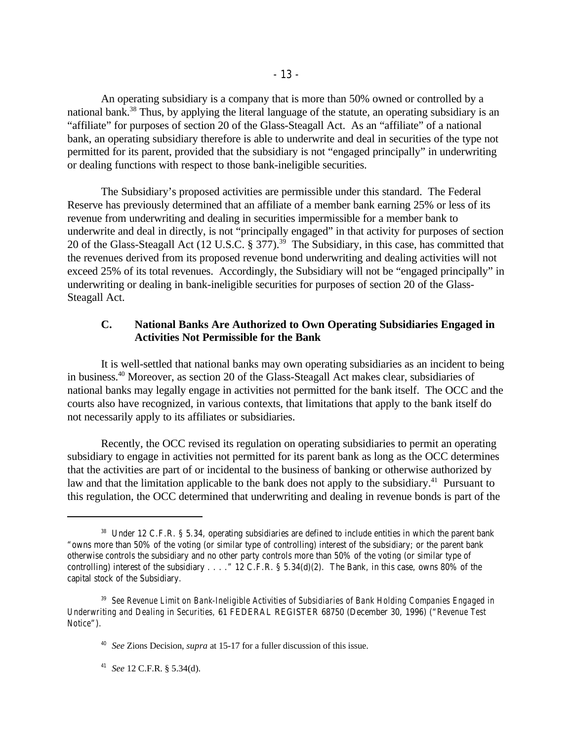An operating subsidiary is a company that is more than 50% owned or controlled by a national bank.[38] Thus, by applying the literal language of the statute, an operating subsidiary is an "affiliate" for purposes of section 20 of the Glass-Steagall Act. As an "affiliate" of a national bank, an operating subsidiary therefore is able to underwrite and deal in securities of the type not permitted for its parent, provided that the subsidiary is not "engaged principally" in underwriting or dealing functions with respect to those bank-ineligible securities.

The Subsidiary's proposed activities are permissible under this standard. The Federal Reserve has previously determined that an affiliate of a member bank earning 25% or less of its revenue from underwriting and dealing in securities impermissible for a member bank to underwrite and deal in directly, is not "principally engaged" in that activity for purposes of section 20 of the Glass-Steagall Act (12 U.S.C. § 377).[39] The Subsidiary, in this case, has committed that the revenues derived from its proposed revenue bond underwriting and dealing activities will not exceed 25% of its total revenues. Accordingly, the Subsidiary will not be "engaged principally" in underwriting or dealing in bank-ineligible securities for purposes of section 20 of the Glass-Steagall Act.

### C. National Banks Are Authorized to Own Operating Subsidiaries Engaged in Activities Not Permissible for the Bank

It is well-settled that national banks may own operating subsidiaries as an incident to being in business.[40] Moreover, as section 20 of the Glass-Steagall Act makes clear, subsidiaries of national banks may legally engage in activities not permitted for the bank itself. The OCC and the courts also have recognized, in various contexts, that limitations that apply to the bank itself do not necessarily apply to its affiliates or subsidiaries.

Recently, the OCC revised its regulation on operating subsidiaries to permit an operating subsidiary to engage in activities not permitted for its parent bank as long as the OCC determines that the activities are part of or incidental to the business of banking or otherwise authorized by law and that the limitation applicable to the bank does not apply to the subsidiary.[41] Pursuant to this regulation, the OCC determined that underwriting and dealing in revenue bonds is part of the

---

[38] Under 12 C.F.R. § 5.34, operating subsidiaries are defined to include entities in which the parent bank "owns more than 50% of the voting (or similar type of controlling) interest of the subsidiary; or the parent bank otherwise controls the subsidiary and no other party controls more than 50% of the voting (or similar type of controlling) interest of the subsidiary . . . ." 12 C.F.R. § 5.34(d)(2). The Bank, in this case, owns 80% of the capital stock of the Subsidiary.

[39] See *Revenue Limit on Bank-Ineligible Activities of Subsidiaries of Bank Holding Companies Engaged in Underwriting and Dealing in Securities*, 61 FEDERAL REGISTER 68750 (December 30, 1996) ("Revenue Test Notice").

[40] *See* Zions Decision, *supra* at 15-17 for a fuller discussion of this issue.

[41] *See* 12 C.F.R. § 5.34(d).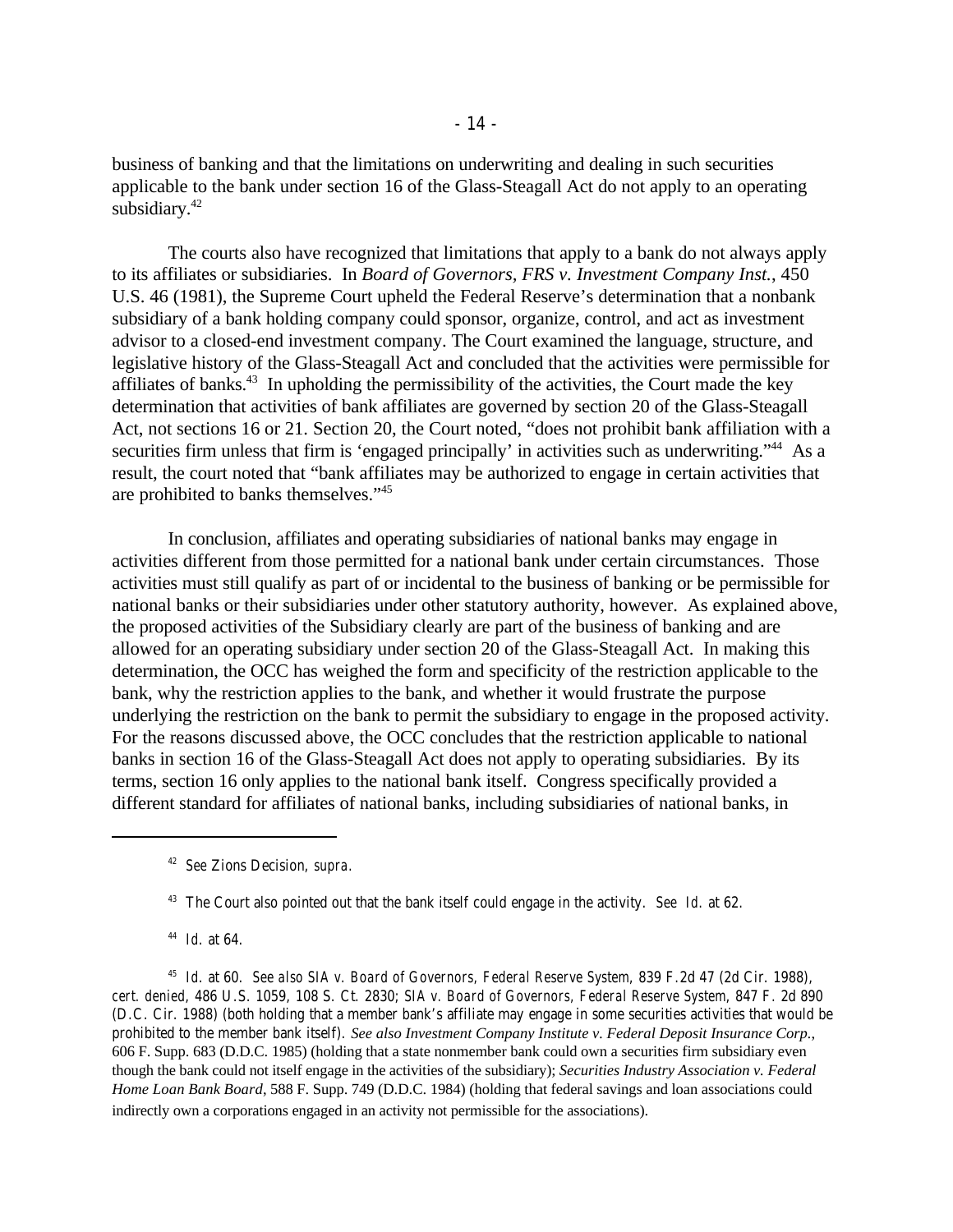business of banking and that the limitations on underwriting and dealing in such securities applicable to the bank under section 16 of the Glass-Steagall Act do not apply to an operating subsidiary.[42]

The courts also have recognized that limitations that apply to a bank do not always apply to its affiliates or subsidiaries. In *Board of Governors, FRS v. Investment Company Inst.*, 450 U.S. 46 (1981), the Supreme Court upheld the Federal Reserve's determination that a nonbank subsidiary of a bank holding company could sponsor, organize, control, and act as investment advisor to a closed-end investment company. The Court examined the language, structure, and legislative history of the Glass-Steagall Act and concluded that the activities were permissible for affiliates of banks.[43] In upholding the permissibility of the activities, the Court made the key determination that activities of bank affiliates are governed by section 20 of the Glass-Steagall Act, not sections 16 or 21. Section 20, the Court noted, "does not prohibit bank affiliation with a securities firm unless that firm is 'engaged principally' in activities such as underwriting."[44] As a result, the court noted that "bank affiliates may be authorized to engage in certain activities that are prohibited to banks themselves."[45]

In conclusion, affiliates and operating subsidiaries of national banks may engage in activities different from those permitted for a national bank under certain circumstances. Those activities must still qualify as part of or incidental to the business of banking or be permissible for national banks or their subsidiaries under other statutory authority, however. As explained above, the proposed activities of the Subsidiary clearly are part of the business of banking and are allowed for an operating subsidiary under section 20 of the Glass-Steagall Act. In making this determination, the OCC has weighed the form and specificity of the restriction applicable to the bank, why the restriction applies to the bank, and whether it would frustrate the purpose underlying the restriction on the bank to permit the subsidiary to engage in the proposed activity. For the reasons discussed above, the OCC concludes that the restriction applicable to national banks in section 16 of the Glass-Steagall Act does not apply to operating subsidiaries. By its terms, section 16 only applies to the national bank itself. Congress specifically provided a different standard for affiliates of national banks, including subsidiaries of national banks, in

---

[42] *See* Zions Decision, *supra*.

[43] The Court also pointed out that the bank itself could engage in the activity. *See Id.* at 62.

[44] *Id.* at 64.

[45] *Id.* at 60. *See also SIA v. Board of Governors, Federal Reserve System*, 839 F.2d 47 (2d Cir. 1988), *cert. denied*, 486 U.S. 1059, 108 S. Ct. 2830; *SIA v. Board of Governors, Federal Reserve System*, 847 F. 2d 890 (D.C. Cir. 1988) (both holding that a member bank's affiliate may engage in some securities activities that would be prohibited to the member bank itself). *See also Investment Company Institute v. Federal Deposit Insurance Corp.*, 606 F. Supp. 683 (D.D.C. 1985) (holding that a state nonmember bank could own a securities firm subsidiary even though the bank could not itself engage in the activities of the subsidiary); *Securities Industry Association v. Federal Home Loan Bank Board*, 588 F. Supp. 749 (D.D.C. 1984) (holding that federal savings and loan associations could indirectly own a corporations engaged in an activity not permissible for the associations).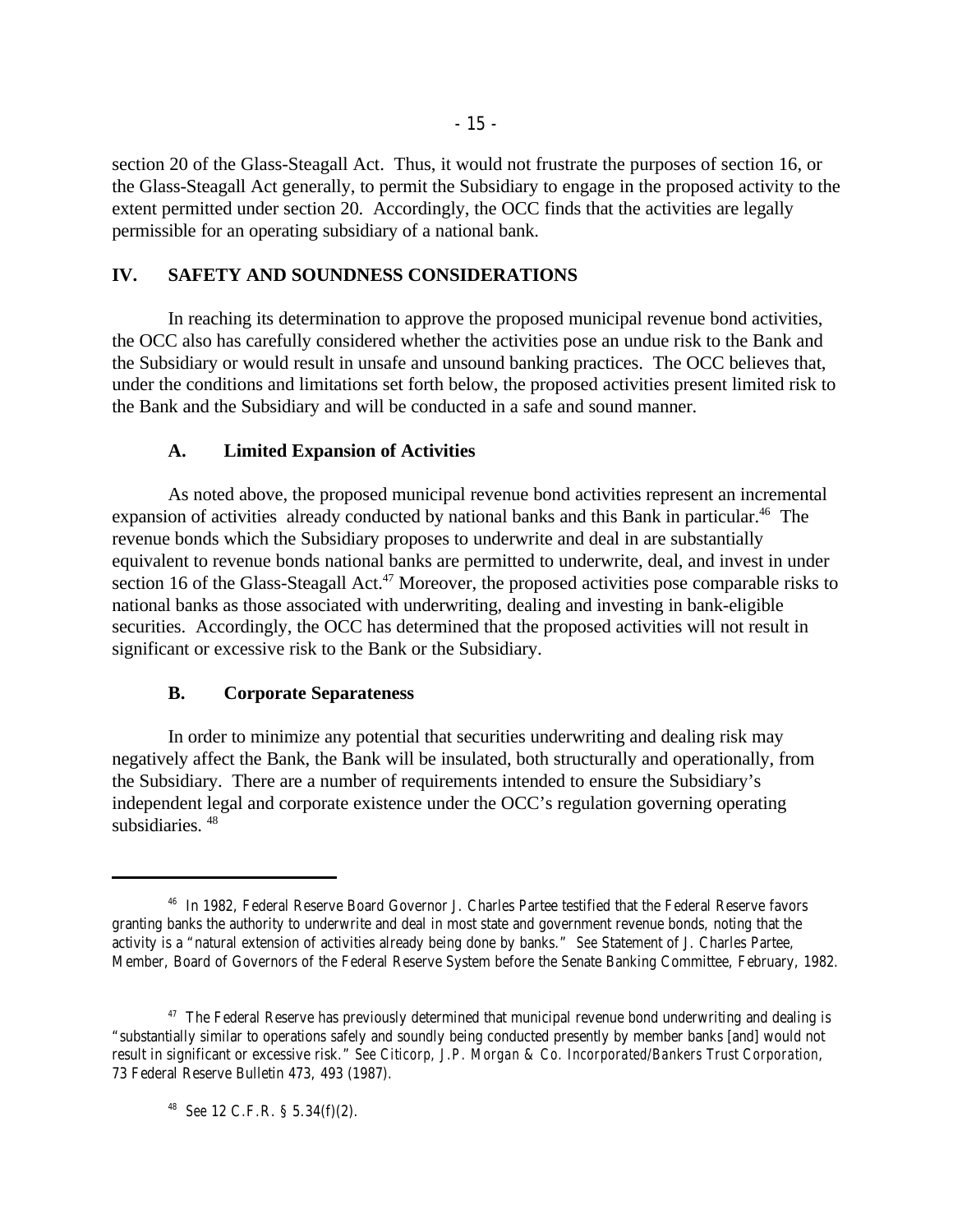section 20 of the Glass-Steagall Act. Thus, it would not frustrate the purposes of section 16, or the Glass-Steagall Act generally, to permit the Subsidiary to engage in the proposed activity to the extent permitted under section 20. Accordingly, the OCC finds that the activities are legally permissible for an operating subsidiary of a national bank.

## IV. SAFETY AND SOUNDNESS CONSIDERATIONS

In reaching its determination to approve the proposed municipal revenue bond activities, the OCC also has carefully considered whether the activities pose an undue risk to the Bank and the Subsidiary or would result in unsafe and unsound banking practices. The OCC believes that, under the conditions and limitations set forth below, the proposed activities present limited risk to the Bank and the Subsidiary and will be conducted in a safe and sound manner.

### A. Limited Expansion of Activities

As noted above, the proposed municipal revenue bond activities represent an incremental expansion of activities already conducted by national banks and this Bank in particular.[46] The revenue bonds which the Subsidiary proposes to underwrite and deal in are substantially equivalent to revenue bonds national banks are permitted to underwrite, deal, and invest in under section 16 of the Glass-Steagall Act.[47] Moreover, the proposed activities pose comparable risks to national banks as those associated with underwriting, dealing and investing in bank-eligible securities. Accordingly, the OCC has determined that the proposed activities will not result in significant or excessive risk to the Bank or the Subsidiary.

### B. Corporate Separateness

In order to minimize any potential that securities underwriting and dealing risk may negatively affect the Bank, the Bank will be insulated, both structurally and operationally, from the Subsidiary. There are a number of requirements intended to ensure the Subsidiary's independent legal and corporate existence under the OCC's regulation governing operating subsidiaries.[48]

---

[46] In 1982, Federal Reserve Board Governor J. Charles Partee testified that the Federal Reserve favors granting banks the authority to underwrite and deal in most state and government revenue bonds, noting that the activity is a "natural extension of activities already being done by banks." *See* Statement of J. Charles Partee, Member, Board of Governors of the Federal Reserve System before the Senate Banking Committee, February, 1982.

[47] The Federal Reserve has previously determined that municipal revenue bond underwriting and dealing is "substantially similar to operations safely and soundly being conducted presently by member banks [and] would not result in significant or excessive risk." *See Citicorp, J.P. Morgan & Co. Incorporated/Bankers Trust Corporation*, 73 Federal Reserve Bulletin 473, 493 (1987).

[48] *See* 12 C.F.R. § 5.34(f)(2).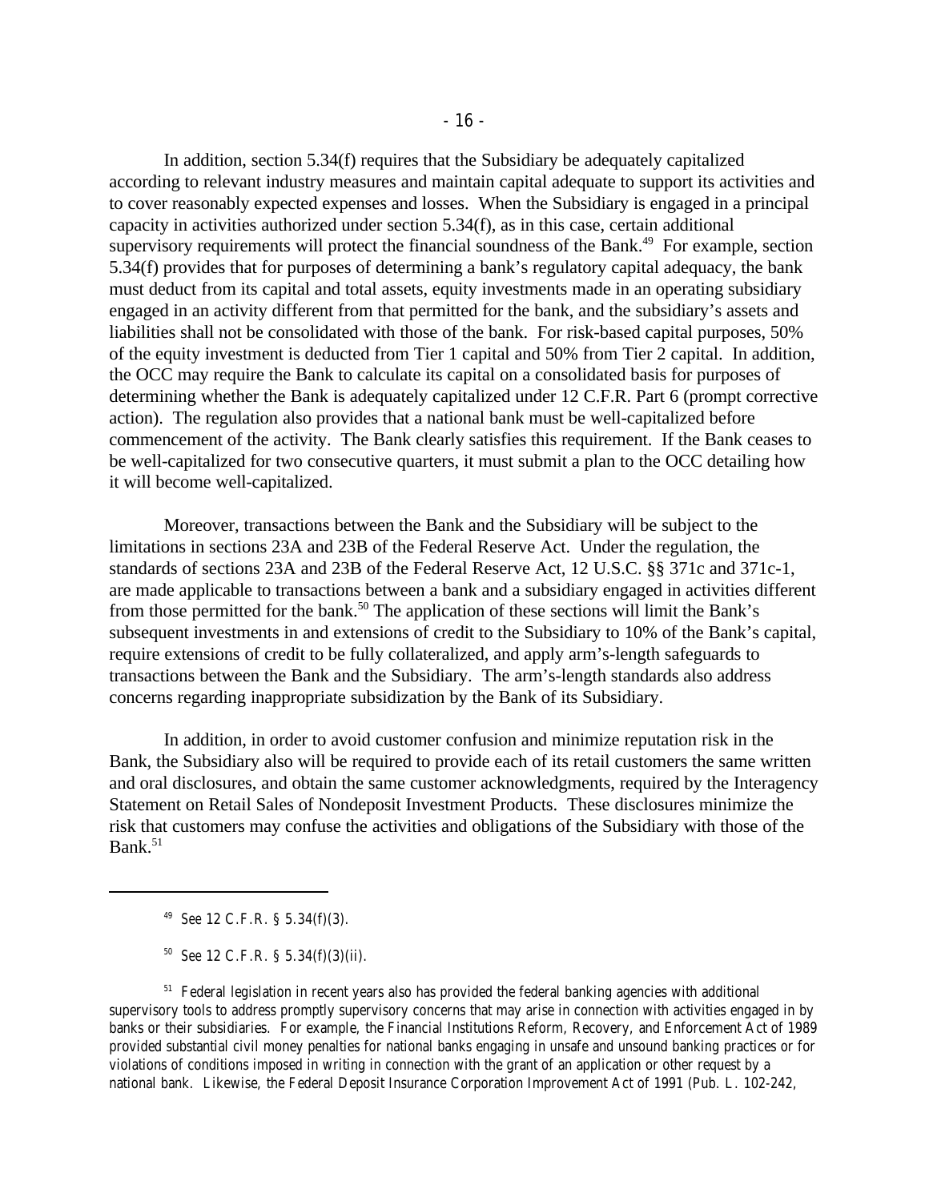In addition, section 5.34(f) requires that the Subsidiary be adequately capitalized according to relevant industry measures and maintain capital adequate to support its activities and to cover reasonably expected expenses and losses. When the Subsidiary is engaged in a principal capacity in activities authorized under section 5.34(f), as in this case, certain additional supervisory requirements will protect the financial soundness of the Bank.[49] For example, section 5.34(f) provides that for purposes of determining a bank's regulatory capital adequacy, the bank must deduct from its capital and total assets, equity investments made in an operating subsidiary engaged in an activity different from that permitted for the bank, and the subsidiary's assets and liabilities shall not be consolidated with those of the bank. For risk-based capital purposes, 50% of the equity investment is deducted from Tier 1 capital and 50% from Tier 2 capital. In addition, the OCC may require the Bank to calculate its capital on a consolidated basis for purposes of determining whether the Bank is adequately capitalized under 12 C.F.R. Part 6 (prompt corrective action). The regulation also provides that a national bank must be well-capitalized before commencement of the activity. The Bank clearly satisfies this requirement. If the Bank ceases to be well-capitalized for two consecutive quarters, it must submit a plan to the OCC detailing how it will become well-capitalized.

Moreover, transactions between the Bank and the Subsidiary will be subject to the limitations in sections 23A and 23B of the Federal Reserve Act. Under the regulation, the standards of sections 23A and 23B of the Federal Reserve Act, 12 U.S.C. §§ 371c and 371c-1, are made applicable to transactions between a bank and a subsidiary engaged in activities different from those permitted for the bank.[50] The application of these sections will limit the Bank's subsequent investments in and extensions of credit to the Subsidiary to 10% of the Bank's capital, require extensions of credit to be fully collateralized, and apply arm's-length safeguards to transactions between the Bank and the Subsidiary. The arm's-length standards also address concerns regarding inappropriate subsidization by the Bank of its Subsidiary.

In addition, in order to avoid customer confusion and minimize reputation risk in the Bank, the Subsidiary also will be required to provide each of its retail customers the same written and oral disclosures, and obtain the same customer acknowledgments, required by the Interagency Statement on Retail Sales of Nondeposit Investment Products. These disclosures minimize the risk that customers may confuse the activities and obligations of the Subsidiary with those of the Bank.[51]

---

[49] *See* 12 C.F.R. § 5.34(f)(3).

[50] *See* 12 C.F.R. § 5.34(f)(3)(ii).

[51] Federal legislation in recent years also has provided the federal banking agencies with additional supervisory tools to address promptly supervisory concerns that may arise in connection with activities engaged in by banks or their subsidiaries. For example, the Financial Institutions Reform, Recovery, and Enforcement Act of 1989 provided substantial civil money penalties for national banks engaging in unsafe and unsound banking practices or for violations of conditions imposed in writing in connection with the grant of an application or other request by a national bank. Likewise, the Federal Deposit Insurance Corporation Improvement Act of 1991 (Pub. L. 102-242,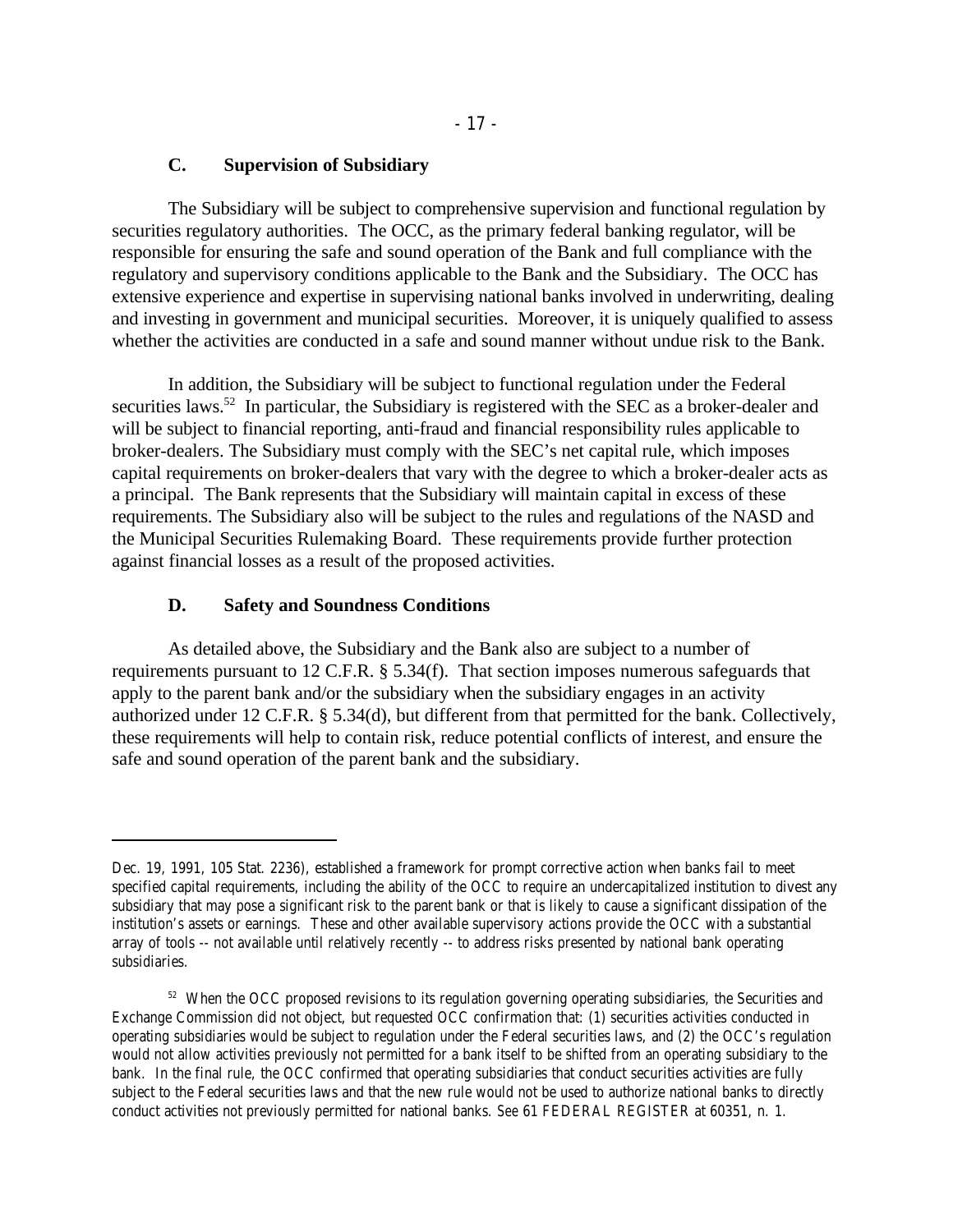### C. Supervision of Subsidiary

The Subsidiary will be subject to comprehensive supervision and functional regulation by securities regulatory authorities. The OCC, as the primary federal banking regulator, will be responsible for ensuring the safe and sound operation of the Bank and full compliance with the regulatory and supervisory conditions applicable to the Bank and the Subsidiary. The OCC has extensive experience and expertise in supervising national banks involved in underwriting, dealing and investing in government and municipal securities. Moreover, it is uniquely qualified to assess whether the activities are conducted in a safe and sound manner without undue risk to the Bank.

In addition, the Subsidiary will be subject to functional regulation under the Federal securities laws.[52] In particular, the Subsidiary is registered with the SEC as a broker-dealer and will be subject to financial reporting, anti-fraud and financial responsibility rules applicable to broker-dealers. The Subsidiary must comply with the SEC's net capital rule, which imposes capital requirements on broker-dealers that vary with the degree to which a broker-dealer acts as a principal. The Bank represents that the Subsidiary will maintain capital in excess of these requirements. The Subsidiary also will be subject to the rules and regulations of the NASD and the Municipal Securities Rulemaking Board. These requirements provide further protection against financial losses as a result of the proposed activities.

### D. Safety and Soundness Conditions

As detailed above, the Subsidiary and the Bank also are subject to a number of requirements pursuant to 12 C.F.R. § 5.34(f). That section imposes numerous safeguards that apply to the parent bank and/or the subsidiary when the subsidiary engages in an activity authorized under 12 C.F.R. § 5.34(d), but different from that permitted for the bank. Collectively, these requirements will help to contain risk, reduce potential conflicts of interest, and ensure the safe and sound operation of the parent bank and the subsidiary.

---

Dec. 19, 1991, 105 Stat. 2236), established a framework for prompt corrective action when banks fail to meet specified capital requirements, including the ability of the OCC to require an undercapitalized institution to divest any subsidiary that may pose a significant risk to the parent bank or that is likely to cause a significant dissipation of the institution's assets or earnings. These and other available supervisory actions provide the OCC with a substantial array of tools -- not available until relatively recently -- to address risks presented by national bank operating subsidiaries.

[52] When the OCC proposed revisions to its regulation governing operating subsidiaries, the Securities and Exchange Commission did not object, but requested OCC confirmation that: (1) securities activities conducted in operating subsidiaries would be subject to regulation under the Federal securities laws, and (2) the OCC's regulation would not allow activities previously not permitted for a bank itself to be shifted from an operating subsidiary to the bank. In the final rule, the OCC confirmed that operating subsidiaries that conduct securities activities are fully subject to the Federal securities laws and that the new rule would not be used to authorize national banks to directly conduct activities not previously permitted for national banks. *See* 61 FEDERAL REGISTER at 60351, n. 1.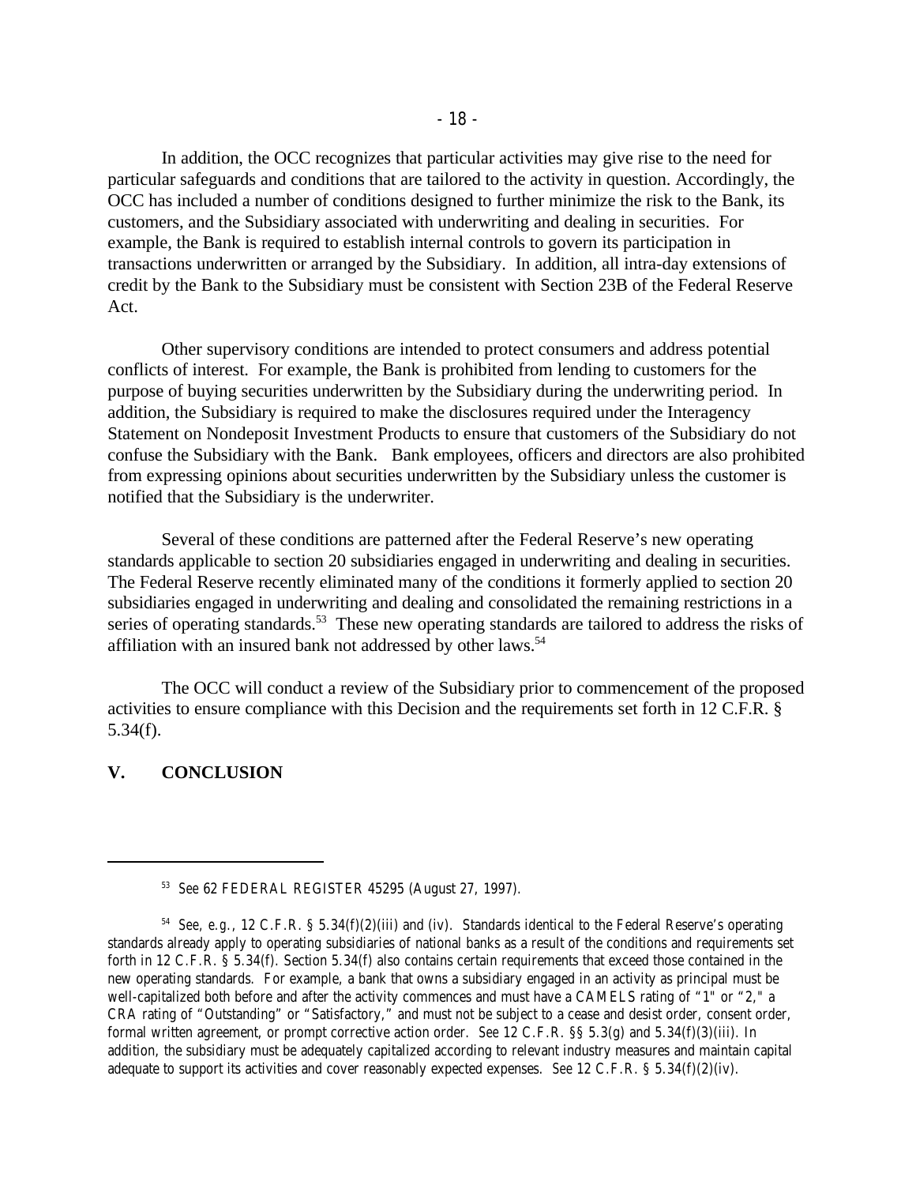In addition, the OCC recognizes that particular activities may give rise to the need for particular safeguards and conditions that are tailored to the activity in question. Accordingly, the OCC has included a number of conditions designed to further minimize the risk to the Bank, its customers, and the Subsidiary associated with underwriting and dealing in securities. For example, the Bank is required to establish internal controls to govern its participation in transactions underwritten or arranged by the Subsidiary. In addition, all intra-day extensions of credit by the Bank to the Subsidiary must be consistent with Section 23B of the Federal Reserve Act.

Other supervisory conditions are intended to protect consumers and address potential conflicts of interest. For example, the Bank is prohibited from lending to customers for the purpose of buying securities underwritten by the Subsidiary during the underwriting period. In addition, the Subsidiary is required to make the disclosures required under the Interagency Statement on Nondeposit Investment Products to ensure that customers of the Subsidiary do not confuse the Subsidiary with the Bank. Bank employees, officers and directors are also prohibited from expressing opinions about securities underwritten by the Subsidiary unless the customer is notified that the Subsidiary is the underwriter.

Several of these conditions are patterned after the Federal Reserve's new operating standards applicable to section 20 subsidiaries engaged in underwriting and dealing in securities. The Federal Reserve recently eliminated many of the conditions it formerly applied to section 20 subsidiaries engaged in underwriting and dealing and consolidated the remaining restrictions in a series of operating standards.[53] These new operating standards are tailored to address the risks of affiliation with an insured bank not addressed by other laws.[54]

The OCC will conduct a review of the Subsidiary prior to commencement of the proposed activities to ensure compliance with this Decision and the requirements set forth in 12 C.F.R. § 5.34(f).

## V. CONCLUSION

---

[53] *See* 62 FEDERAL REGISTER 45295 (August 27, 1997).

[54] *See, e.g.*, 12 C.F.R. § 5.34(f)(2)(iii) and (iv). Standards identical to the Federal Reserve's operating standards already apply to operating subsidiaries of national banks as a result of the conditions and requirements set forth in 12 C.F.R. § 5.34(f). Section 5.34(f) also contains certain requirements that exceed those contained in the new operating standards. For example, a bank that owns a subsidiary engaged in an activity as principal must be well-capitalized both before and after the activity commences and must have a CAMELS rating of "1" or "2," a CRA rating of "Outstanding" or "Satisfactory," and must not be subject to a cease and desist order, consent order, formal written agreement, or prompt corrective action order. *See* 12 C.F.R. §§ 5.3(g) and 5.34(f)(3)(iii). In addition, the subsidiary must be adequately capitalized according to relevant industry measures and maintain capital adequate to support its activities and cover reasonably expected expenses. *See* 12 C.F.R. § 5.34(f)(2)(iv).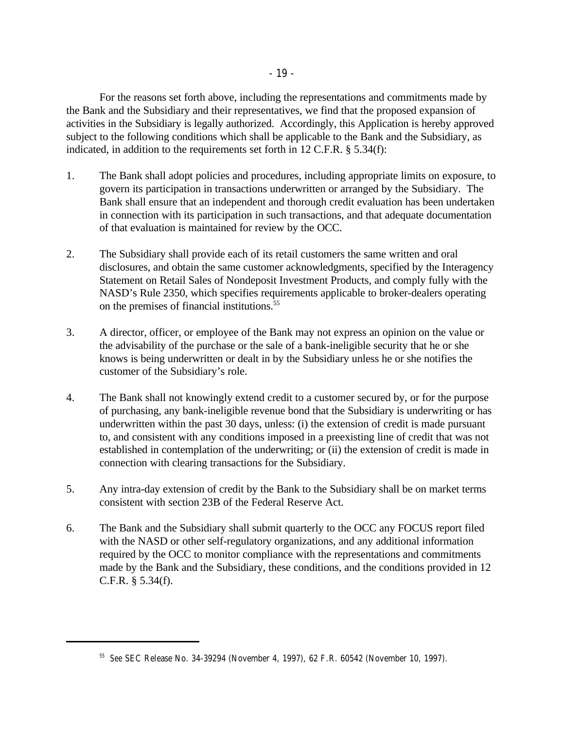For the reasons set forth above, including the representations and commitments made by the Bank and the Subsidiary and their representatives, we find that the proposed expansion of activities in the Subsidiary is legally authorized. Accordingly, this Application is hereby approved subject to the following conditions which shall be applicable to the Bank and the Subsidiary, as indicated, in addition to the requirements set forth in 12 C.F.R. § 5.34(f):

1. The Bank shall adopt policies and procedures, including appropriate limits on exposure, to govern its participation in transactions underwritten or arranged by the Subsidiary. The Bank shall ensure that an independent and thorough credit evaluation has been undertaken in connection with its participation in such transactions, and that adequate documentation of that evaluation is maintained for review by the OCC.

2. The Subsidiary shall provide each of its retail customers the same written and oral disclosures, and obtain the same customer acknowledgments, specified by the Interagency Statement on Retail Sales of Nondeposit Investment Products, and comply fully with the NASD's Rule 2350, which specifies requirements applicable to broker-dealers operating on the premises of financial institutions.[55]

3. A director, officer, or employee of the Bank may not express an opinion on the value or the advisability of the purchase or the sale of a bank-ineligible security that he or she knows is being underwritten or dealt in by the Subsidiary unless he or she notifies the customer of the Subsidiary's role.

4. The Bank shall not knowingly extend credit to a customer secured by, or for the purpose of purchasing, any bank-ineligible revenue bond that the Subsidiary is underwriting or has underwritten within the past 30 days, unless: (i) the extension of credit is made pursuant to, and consistent with any conditions imposed in a preexisting line of credit that was not established in contemplation of the underwriting; or (ii) the extension of credit is made in connection with clearing transactions for the Subsidiary.

5. Any intra-day extension of credit by the Bank to the Subsidiary shall be on market terms consistent with section 23B of the Federal Reserve Act.

6. The Bank and the Subsidiary shall submit quarterly to the OCC any FOCUS report filed with the NASD or other self-regulatory organizations, and any additional information required by the OCC to monitor compliance with the representations and commitments made by the Bank and the Subsidiary, these conditions, and the conditions provided in 12 C.F.R. § 5.34(f).

---

[55] *See* SEC Release No. 34-39294 (November 4, 1997), 62 F.R. 60542 (November 10, 1997).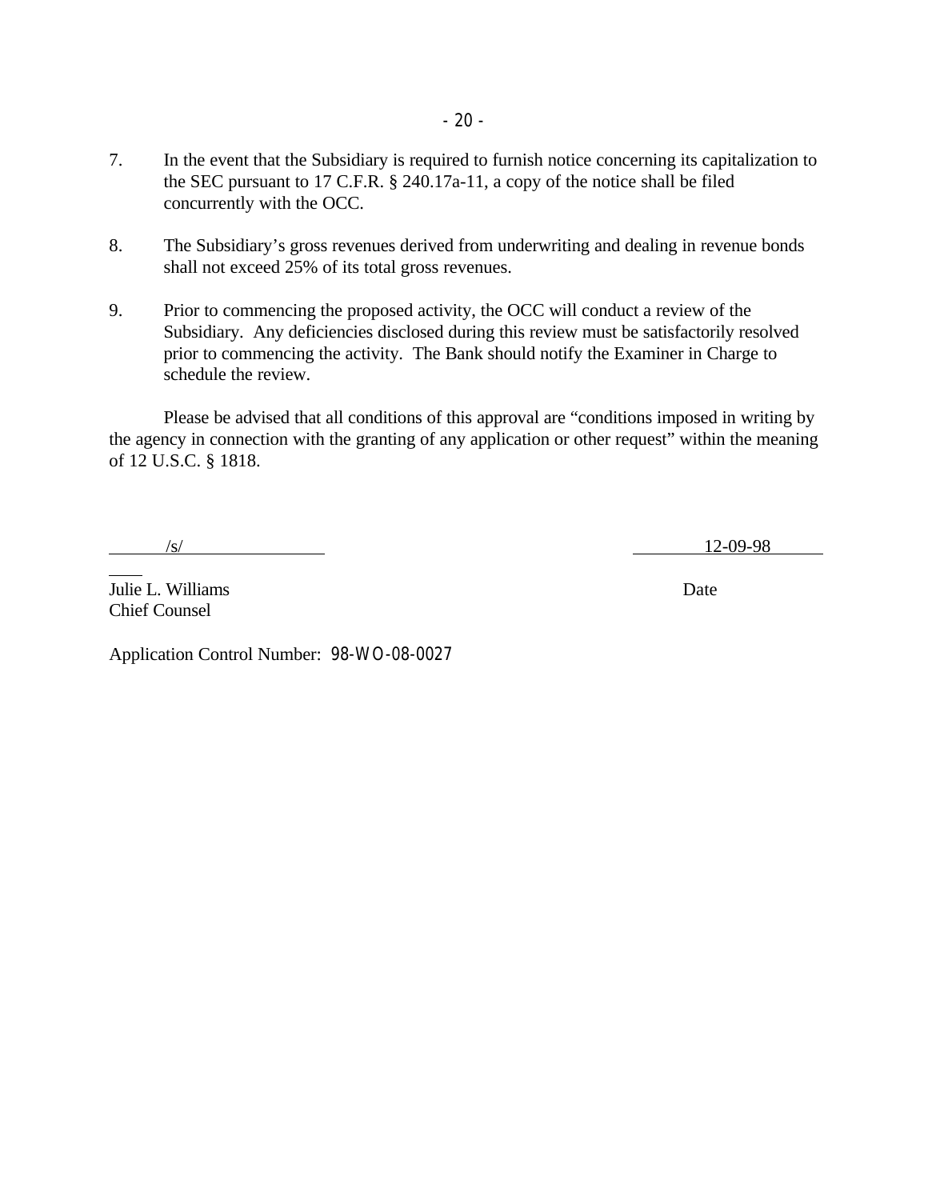7. In the event that the Subsidiary is required to furnish notice concerning its capitalization to the SEC pursuant to 17 C.F.R. § 240.17a-11, a copy of the notice shall be filed concurrently with the OCC.

8. The Subsidiary's gross revenues derived from underwriting and dealing in revenue bonds shall not exceed 25% of its total gross revenues.

9. Prior to commencing the proposed activity, the OCC will conduct a review of the Subsidiary. Any deficiencies disclosed during this review must be satisfactorily resolved prior to commencing the activity. The Bank should notify the Examiner in Charge to schedule the review.

Please be advised that all conditions of this approval are "conditions imposed in writing by the agency in connection with the granting of any application or other request" within the meaning of 12 U.S.C. § 1818.

/s/ 12-09-98

Julie L. Williams Date
Chief Counsel

Application Control Number: 98-WO-08-0027